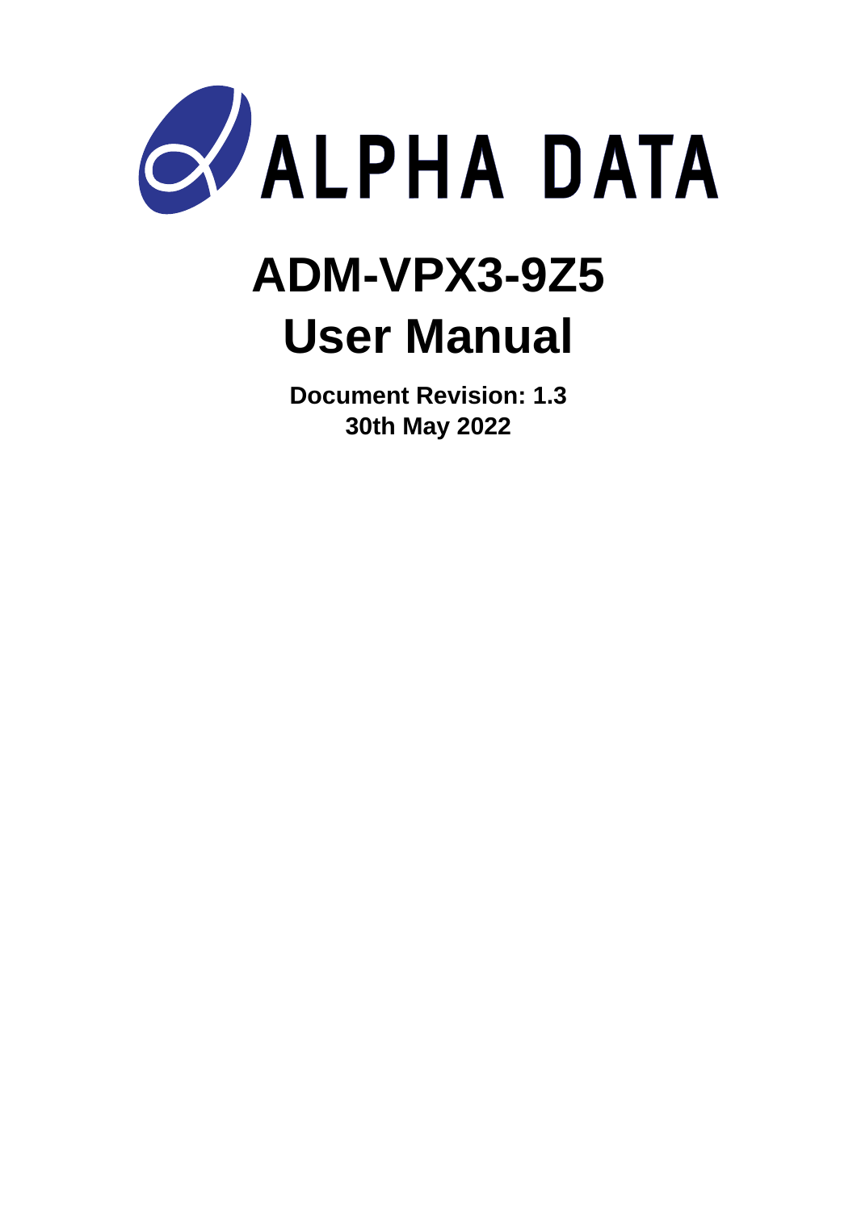ALPHA DATA

# ADM-VPX3-9Z5
# User Manual

**Document Revision: 1.3**
**30th May 2022**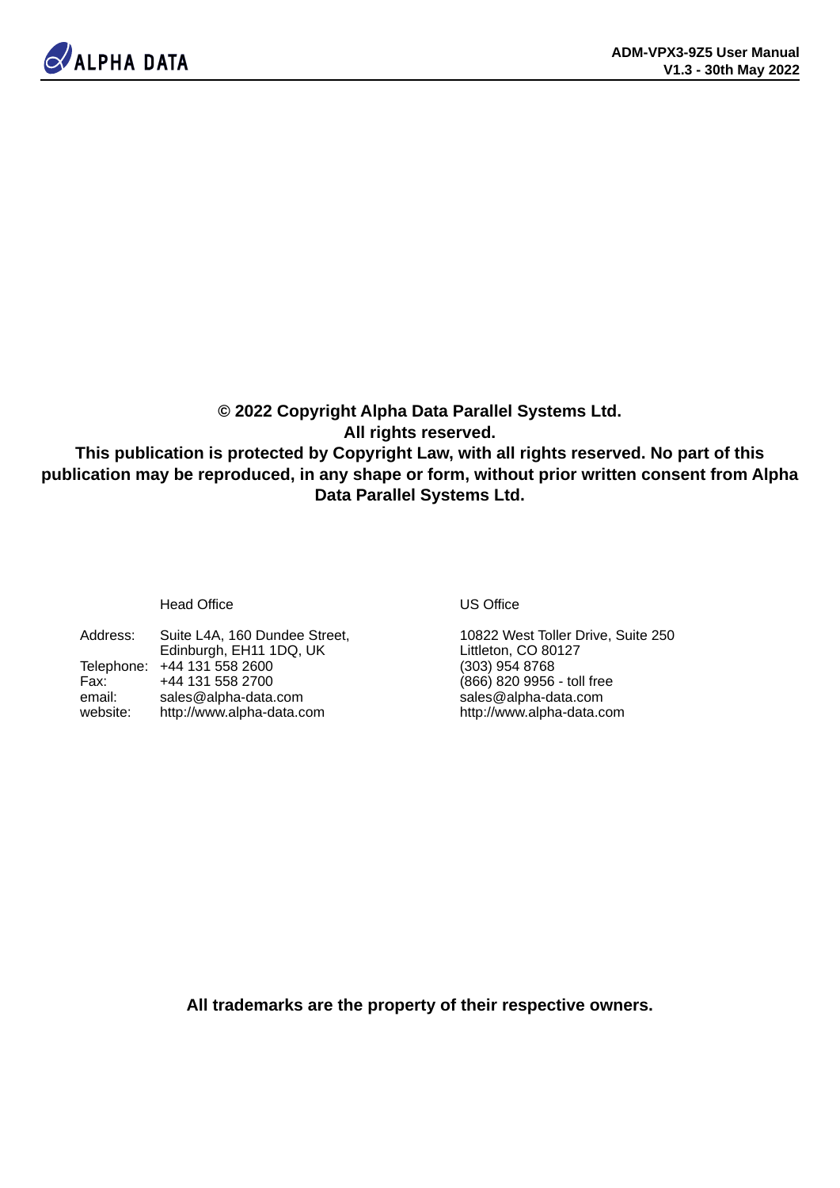**© 2022 Copyright Alpha Data Parallel Systems Ltd.**
**All rights reserved.**
**This publication is protected by Copyright Law, with all rights reserved. No part of this publication may be reproduced, in any shape or form, without prior written consent from Alpha Data Parallel Systems Ltd.**

| | Head Office | US Office |
|---|---|---|
| Address: | Suite L4A, 160 Dundee Street, Edinburgh, EH11 1DQ, UK | 10822 West Toller Drive, Suite 250 Littleton, CO 80127 |
| Telephone: | +44 131 558 2600 | (303) 954 8768 |
| Fax: | +44 131 558 2700 | (866) 820 9956 - toll free |
| email: | sales@alpha-data.com | sales@alpha-data.com |
| website: | http://www.alpha-data.com | http://www.alpha-data.com |

**All trademarks are the property of their respective owners.**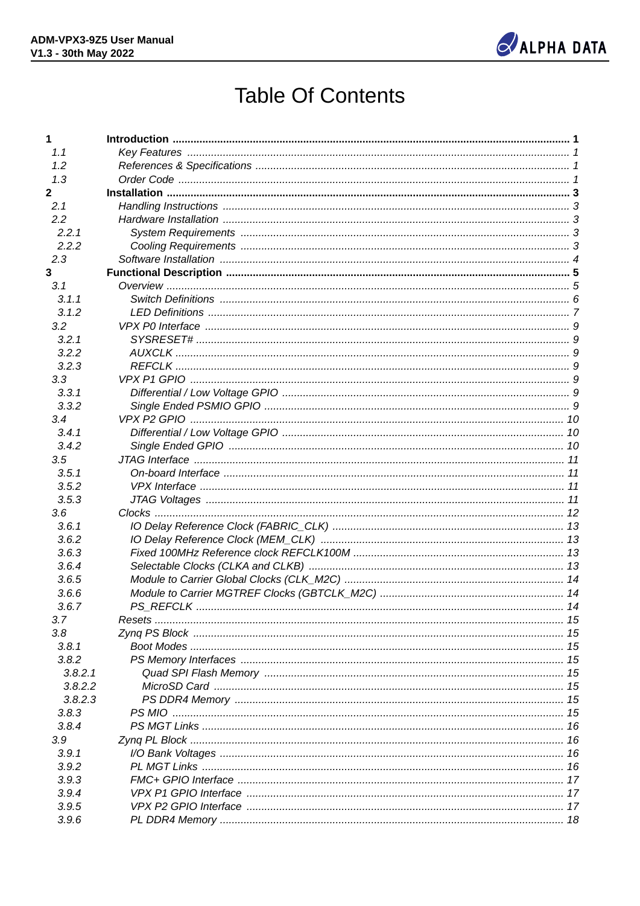# Table Of Contents

| | | |
|---|---|---|
| **1** | **Introduction** | **1** |
| *1.1* | *Key Features* | *1* |
| *1.2* | *References & Specifications* | *1* |
| *1.3* | *Order Code* | *1* |
| **2** | **Installation** | **3** |
| *2.1* | *Handling Instructions* | *3* |
| *2.2* | *Hardware Installation* | *3* |
| *2.2.1* | *System Requirements* | *3* |
| *2.2.2* | *Cooling Requirements* | *3* |
| *2.3* | *Software Installation* | *4* |
| **3** | **Functional Description** | **5** |
| *3.1* | *Overview* | *5* |
| *3.1.1* | *Switch Definitions* | *6* |
| *3.1.2* | *LED Definitions* | *7* |
| *3.2* | *VPX P0 Interface* | *9* |
| *3.2.1* | *SYSRESET#* | *9* |
| *3.2.2* | *AUXCLK* | *9* |
| *3.2.3* | *REFCLK* | *9* |
| *3.3* | *VPX P1 GPIO* | *9* |
| *3.3.1* | *Differential / Low Voltage GPIO* | *9* |
| *3.3.2* | *Single Ended PSMIO GPIO* | *9* |
| *3.4* | *VPX P2 GPIO* | *10* |
| *3.4.1* | *Differential / Low Voltage GPIO* | *10* |
| *3.4.2* | *Single Ended GPIO* | *10* |
| *3.5* | *JTAG Interface* | *11* |
| *3.5.1* | *On-board Interface* | *11* |
| *3.5.2* | *VPX Interface* | *11* |
| *3.5.3* | *JTAG Voltages* | *11* |
| *3.6* | *Clocks* | *12* |
| *3.6.1* | *IO Delay Reference Clock (FABRIC_CLK)* | *13* |
| *3.6.2* | *IO Delay Reference Clock (MEM_CLK)* | *13* |
| *3.6.3* | *Fixed 100MHz Reference clock REFCLK100M* | *13* |
| *3.6.4* | *Selectable Clocks (CLKA and CLKB)* | *13* |
| *3.6.5* | *Module to Carrier Global Clocks (CLK_M2C)* | *14* |
| *3.6.6* | *Module to Carrier MGTREF Clocks (GBTCLK_M2C)* | *14* |
| *3.6.7* | *PS_REFCLK* | *14* |
| *3.7* | *Resets* | *15* |
| *3.8* | *Zynq PS Block* | *15* |
| *3.8.1* | *Boot Modes* | *15* |
| *3.8.2* | *PS Memory Interfaces* | *15* |
| *3.8.2.1* | *Quad SPI Flash Memory* | *15* |
| *3.8.2.2* | *MicroSD Card* | *15* |
| *3.8.2.3* | *PS DDR4 Memory* | *15* |
| *3.8.3* | *PS MIO* | *15* |
| *3.8.4* | *PS MGT Links* | *16* |
| *3.9* | *Zynq PL Block* | *16* |
| *3.9.1* | *I/O Bank Voltages* | *16* |
| *3.9.2* | *PL MGT Links* | *16* |
| *3.9.3* | *FMC+ GPIO Interface* | *17* |
| *3.9.4* | *VPX P1 GPIO Interface* | *17* |
| *3.9.5* | *VPX P2 GPIO Interface* | *17* |
| *3.9.6* | *PL DDR4 Memory* | *18* |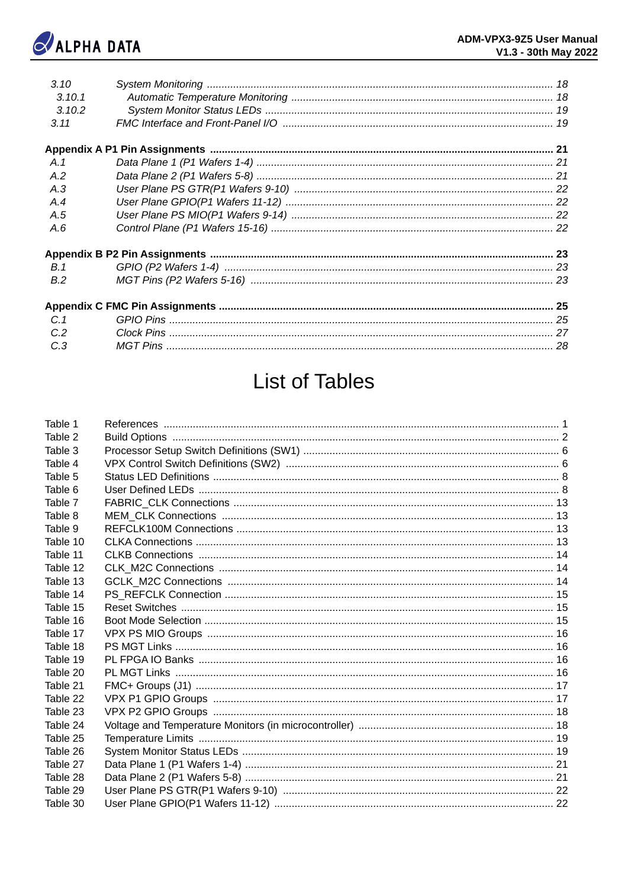*3.10 System Monitoring ..... 18*
*3.10.1 Automatic Temperature Monitoring ..... 18*
*3.10.2 System Monitor Status LEDs ..... 19*
*3.11 FMC Interface and Front-Panel I/O ..... 19*

**Appendix A P1 Pin Assignments ..... 21**
*A.1 Data Plane 1 (P1 Wafers 1-4) ..... 21*
*A.2 Data Plane 2 (P1 Wafers 5-8) ..... 21*
*A.3 User Plane PS GTR(P1 Wafers 9-10) ..... 22*
*A.4 User Plane GPIO(P1 Wafers 11-12) ..... 22*
*A.5 User Plane PS MIO(P1 Wafers 9-14) ..... 22*
*A.6 Control Plane (P1 Wafers 15-16) ..... 22*

**Appendix B P2 Pin Assignments ..... 23**
*B.1 GPIO (P2 Wafers 1-4) ..... 23*
*B.2 MGT Pins (P2 Wafers 5-16) ..... 23*

**Appendix C FMC Pin Assignments ..... 25**
*C.1 GPIO Pins ..... 25*
*C.2 Clock Pins ..... 27*
*C.3 MGT Pins ..... 28*

# List of Tables

Table 1 References ..... 1
Table 2 Build Options ..... 2
Table 3 Processor Setup Switch Definitions (SW1) ..... 6
Table 4 VPX Control Switch Definitions (SW2) ..... 6
Table 5 Status LED Definitions ..... 8
Table 6 User Defined LEDs ..... 8
Table 7 FABRIC_CLK Connections ..... 13
Table 8 MEM_CLK Connections ..... 13
Table 9 REFCLK100M Connections ..... 13
Table 10 CLKA Connections ..... 13
Table 11 CLKB Connections ..... 14
Table 12 CLK_M2C Connections ..... 14
Table 13 GCLK_M2C Connections ..... 14
Table 14 PS_REFCLK Connection ..... 15
Table 15 Reset Switches ..... 15
Table 16 Boot Mode Selection ..... 15
Table 17 VPX PS MIO Groups ..... 16
Table 18 PS MGT Links ..... 16
Table 19 PL FPGA IO Banks ..... 16
Table 20 PL MGT Links ..... 16
Table 21 FMC+ Groups (J1) ..... 17
Table 22 VPX P1 GPIO Groups ..... 17
Table 23 VPX P2 GPIO Groups ..... 18
Table 24 Voltage and Temperature Monitors (in microcontroller) ..... 18
Table 25 Temperature Limits ..... 19
Table 26 System Monitor Status LEDs ..... 19
Table 27 Data Plane 1 (P1 Wafers 1-4) ..... 21
Table 28 Data Plane 2 (P1 Wafers 5-8) ..... 21
Table 29 User Plane PS GTR(P1 Wafers 9-10) ..... 22
Table 30 User Plane GPIO(P1 Wafers 11-12) ..... 22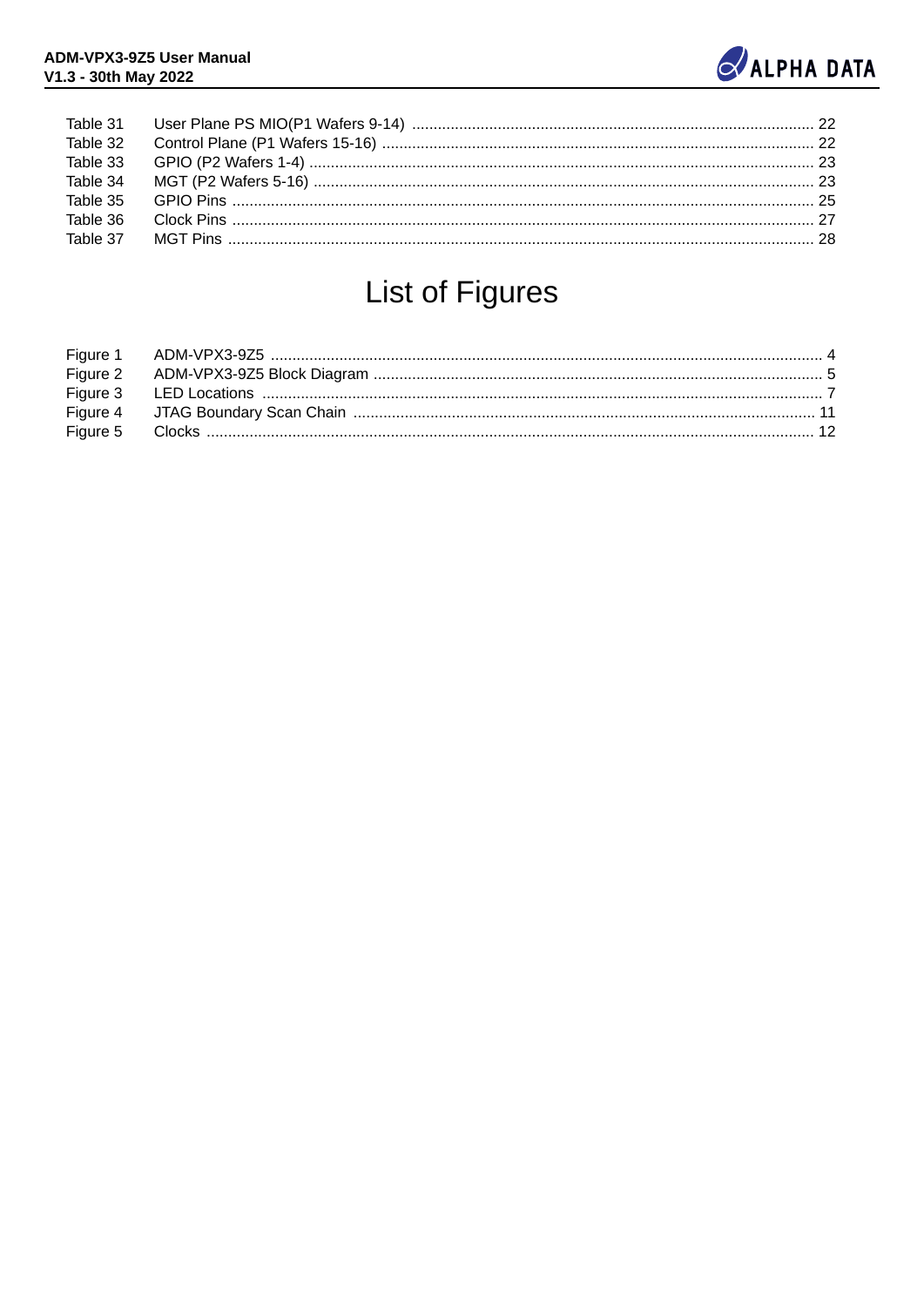Table 31 User Plane PS MIO(P1 Wafers 9-14) ............ 22
Table 32 Control Plane (P1 Wafers 15-16) ............ 22
Table 33 GPIO (P2 Wafers 1-4) ............ 23
Table 34 MGT (P2 Wafers 5-16) ............ 23
Table 35 GPIO Pins ............ 25
Table 36 Clock Pins ............ 27
Table 37 MGT Pins ............ 28

# List of Figures

Figure 1 ADM-VPX3-9Z5 ............ 4
Figure 2 ADM-VPX3-9Z5 Block Diagram ............ 5
Figure 3 LED Locations ............ 7
Figure 4 JTAG Boundary Scan Chain ............ 11
Figure 5 Clocks ............ 12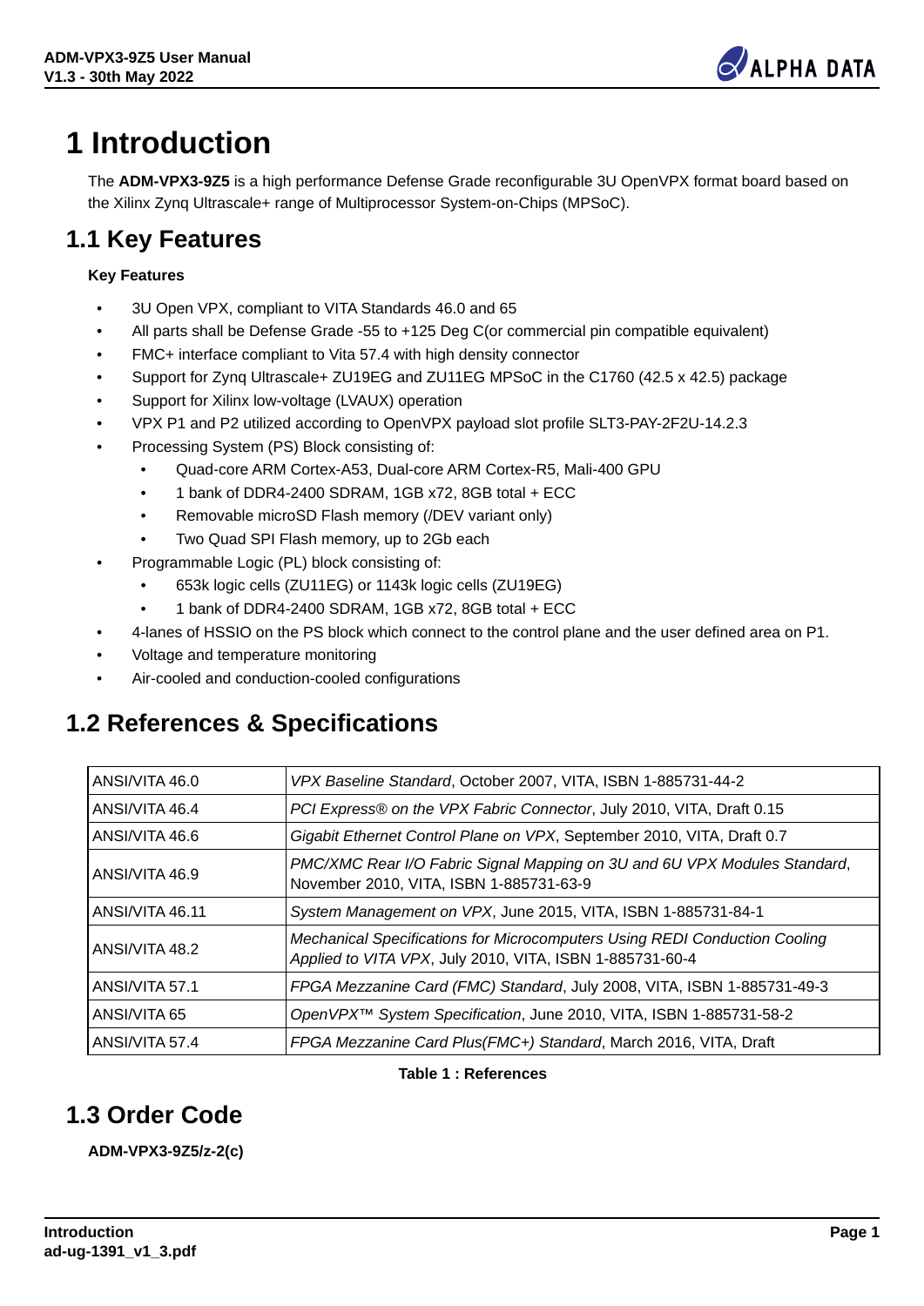# 1 Introduction

The **ADM-VPX3-9Z5** is a high performance Defense Grade reconfigurable 3U OpenVPX format board based on the Xilinx Zynq Ultrascale+ range of Multiprocessor System-on-Chips (MPSoC).

## 1.1 Key Features

**Key Features**

- 3U Open VPX, compliant to VITA Standards 46.0 and 65
- All parts shall be Defense Grade -55 to +125 Deg C(or commercial pin compatible equivalent)
- FMC+ interface compliant to Vita 57.4 with high density connector
- Support for Zynq Ultrascale+ ZU19EG and ZU11EG MPSoC in the C1760 (42.5 x 42.5) package
- Support for Xilinx low-voltage (LVAUX) operation
- VPX P1 and P2 utilized according to OpenVPX payload slot profile SLT3-PAY-2F2U-14.2.3
- Processing System (PS) Block consisting of:
  - Quad-core ARM Cortex-A53, Dual-core ARM Cortex-R5, Mali-400 GPU
  - 1 bank of DDR4-2400 SDRAM, 1GB x72, 8GB total + ECC
  - Removable microSD Flash memory (/DEV variant only)
  - Two Quad SPI Flash memory, up to 2Gb each
- Programmable Logic (PL) block consisting of:
  - 653k logic cells (ZU11EG) or 1143k logic cells (ZU19EG)
  - 1 bank of DDR4-2400 SDRAM, 1GB x72, 8GB total + ECC
- 4-lanes of HSSIO on the PS block which connect to the control plane and the user defined area on P1.
- Voltage and temperature monitoring
- Air-cooled and conduction-cooled configurations

## 1.2 References & Specifications

| | |
|---|---|
| ANSI/VITA 46.0 | *VPX Baseline Standard*, October 2007, VITA, ISBN 1-885731-44-2 |
| ANSI/VITA 46.4 | *PCI Express® on the VPX Fabric Connector*, July 2010, VITA, Draft 0.15 |
| ANSI/VITA 46.6 | *Gigabit Ethernet Control Plane on VPX*, September 2010, VITA, Draft 0.7 |
| ANSI/VITA 46.9 | *PMC/XMC Rear I/O Fabric Signal Mapping on 3U and 6U VPX Modules Standard*, November 2010, VITA, ISBN 1-885731-63-9 |
| ANSI/VITA 46.11 | *System Management on VPX*, June 2015, VITA, ISBN 1-885731-84-1 |
| ANSI/VITA 48.2 | *Mechanical Specifications for Microcomputers Using REDI Conduction Cooling Applied to VITA VPX*, July 2010, VITA, ISBN 1-885731-60-4 |
| ANSI/VITA 57.1 | *FPGA Mezzanine Card (FMC) Standard*, July 2008, VITA, ISBN 1-885731-49-3 |
| ANSI/VITA 65 | *OpenVPX™ System Specification*, June 2010, VITA, ISBN 1-885731-58-2 |
| ANSI/VITA 57.4 | *FPGA Mezzanine Card Plus(FMC+) Standard*, March 2016, VITA, Draft |

**Table 1 : References**

## 1.3 Order Code

**ADM-VPX3-9Z5/z-2(c)**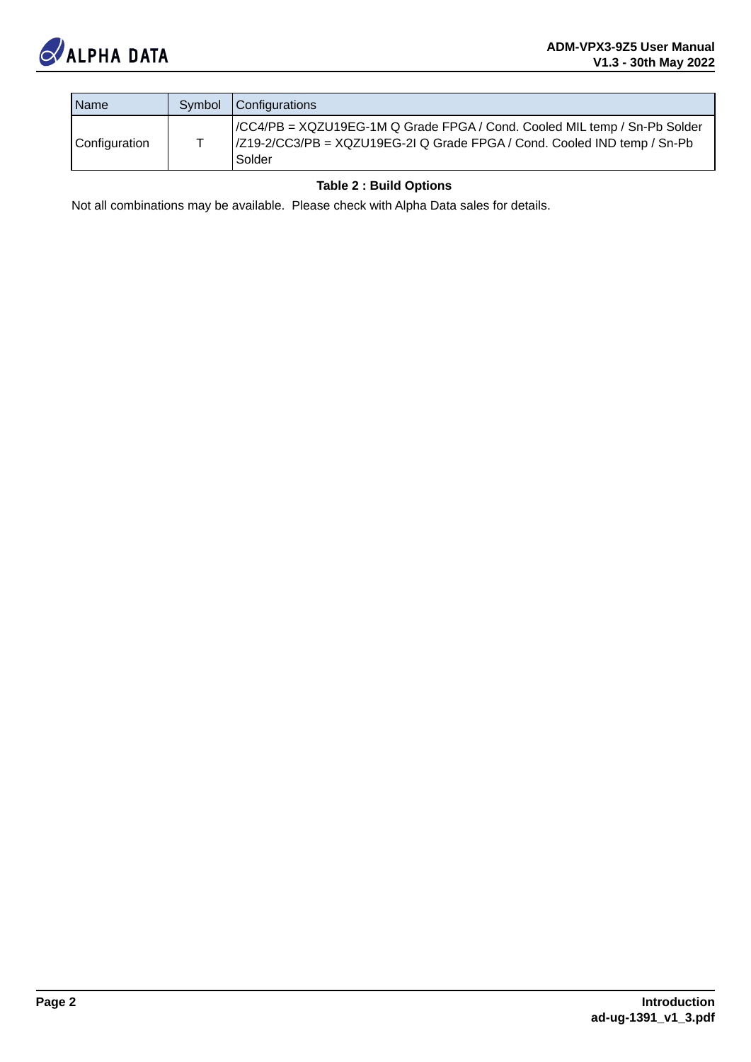| Name | Symbol | Configurations |
| --- | --- | --- |
| Configuration | T | /CC4/PB = XQZU19EG-1M Q Grade FPGA / Cond. Cooled MIL temp / Sn-Pb Solder<br>/Z19-2/CC3/PB = XQZU19EG-2I Q Grade FPGA / Cond. Cooled IND temp / Sn-Pb Solder |

**Table 2 : Build Options**

Not all combinations may be available. Please check with Alpha Data sales for details.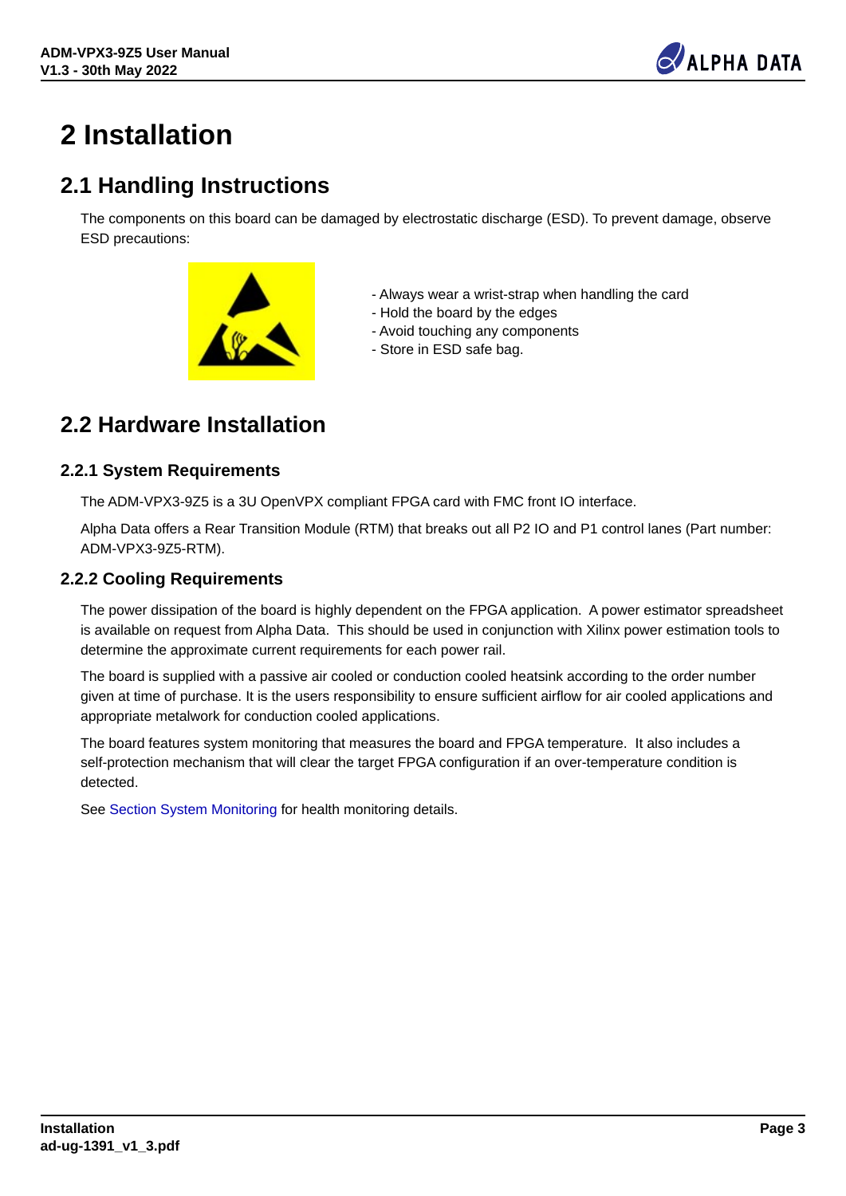# 2 Installation

## 2.1 Handling Instructions

The components on this board can be damaged by electrostatic discharge (ESD). To prevent damage, observe ESD precautions:

- Always wear a wrist-strap when handling the card
- Hold the board by the edges
- Avoid touching any components
- Store in ESD safe bag.

## 2.2 Hardware Installation

### 2.2.1 System Requirements

The ADM-VPX3-9Z5 is a 3U OpenVPX compliant FPGA card with FMC front IO interface.

Alpha Data offers a Rear Transition Module (RTM) that breaks out all P2 IO and P1 control lanes (Part number: ADM-VPX3-9Z5-RTM).

### 2.2.2 Cooling Requirements

The power dissipation of the board is highly dependent on the FPGA application. A power estimator spreadsheet is available on request from Alpha Data. This should be used in conjunction with Xilinx power estimation tools to determine the approximate current requirements for each power rail.

The board is supplied with a passive air cooled or conduction cooled heatsink according to the order number given at time of purchase. It is the users responsibility to ensure sufficient airflow for air cooled applications and appropriate metalwork for conduction cooled applications.

The board features system monitoring that measures the board and FPGA temperature. It also includes a self-protection mechanism that will clear the target FPGA configuration if an over-temperature condition is detected.

See Section System Monitoring for health monitoring details.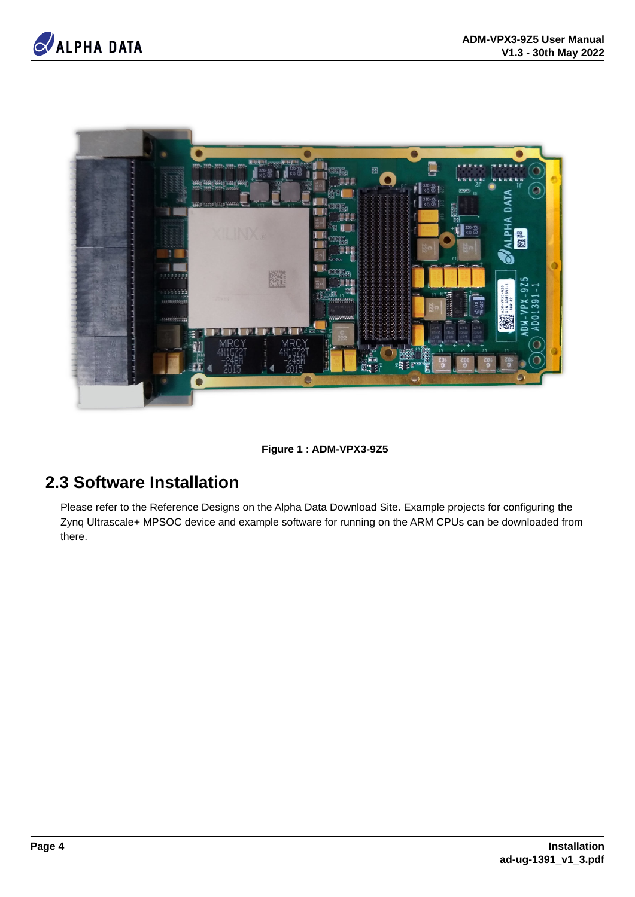Figure 1 : ADM-VPX3-9Z5

## 2.3 Software Installation

Please refer to the Reference Designs on the Alpha Data Download Site. Example projects for configuring the Zynq Ultrascale+ MPSOC device and example software for running on the ARM CPUs can be downloaded from there.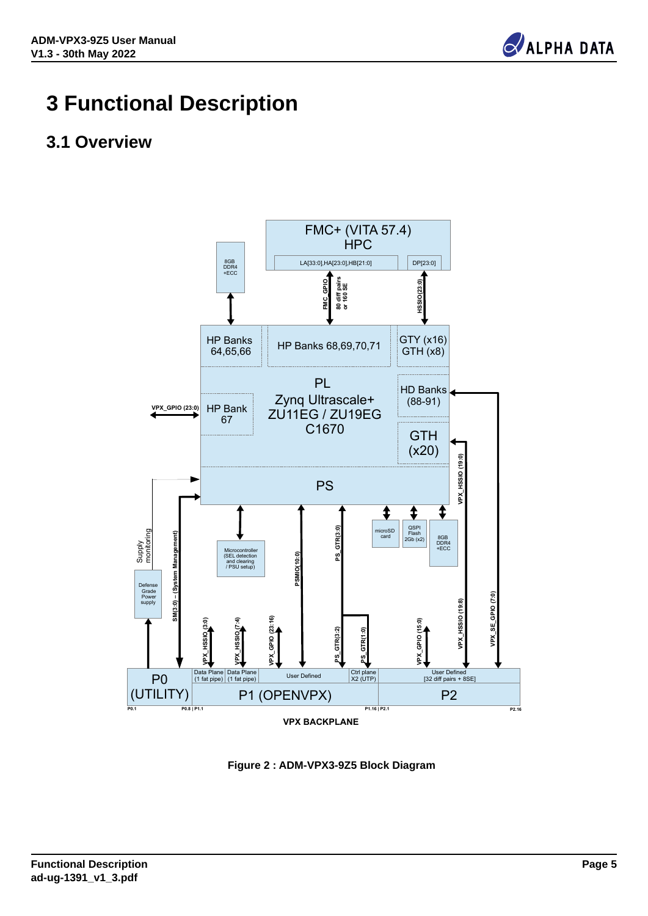# 3 Functional Description

## 3.1 Overview

**Figure 2 : ADM-VPX3-9Z5 Block Diagram**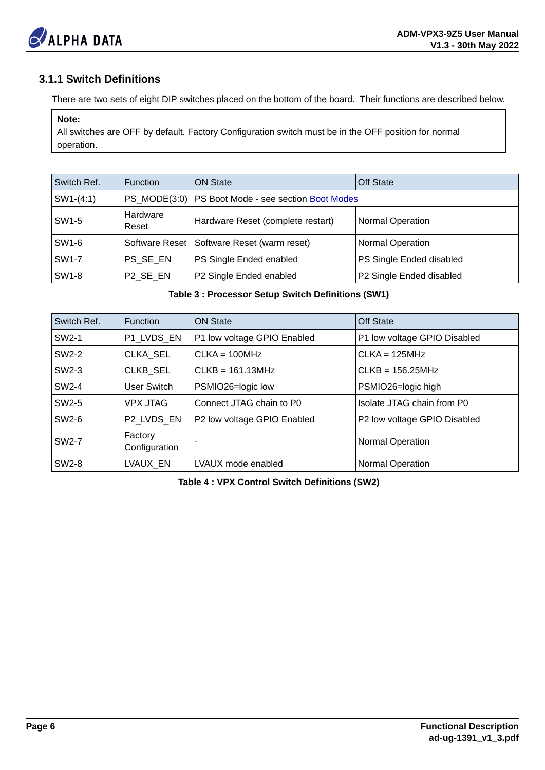### 3.1.1 Switch Definitions

There are two sets of eight DIP switches placed on the bottom of the board. Their functions are described below.

> **Note:**
> All switches are OFF by default. Factory Configuration switch must be in the OFF position for normal operation.

| Switch Ref. | Function | ON State | Off State |
|---|---|---|---|
| SW1-(4:1) | PS_MODE(3:0) | PS Boot Mode - see section Boot Modes | |
| SW1-5 | Hardware Reset | Hardware Reset (complete restart) | Normal Operation |
| SW1-6 | Software Reset | Software Reset (warm reset) | Normal Operation |
| SW1-7 | PS_SE_EN | PS Single Ended enabled | PS Single Ended disabled |
| SW1-8 | P2_SE_EN | P2 Single Ended enabled | P2 Single Ended disabled |

**Table 3 : Processor Setup Switch Definitions (SW1)**

| Switch Ref. | Function | ON State | Off State |
|---|---|---|---|
| SW2-1 | P1_LVDS_EN | P1 low voltage GPIO Enabled | P1 low voltage GPIO Disabled |
| SW2-2 | CLKA_SEL | CLKA = 100MHz | CLKA = 125MHz |
| SW2-3 | CLKB_SEL | CLKB = 161.13MHz | CLKB = 156.25MHz |
| SW2-4 | User Switch | PSMIO26=logic low | PSMIO26=logic high |
| SW2-5 | VPX JTAG | Connect JTAG chain to P0 | Isolate JTAG chain from P0 |
| SW2-6 | P2_LVDS_EN | P2 low voltage GPIO Enabled | P2 low voltage GPIO Disabled |
| SW2-7 | Factory Configuration | - | Normal Operation |
| SW2-8 | LVAUX_EN | LVAUX mode enabled | Normal Operation |

**Table 4 : VPX Control Switch Definitions (SW2)**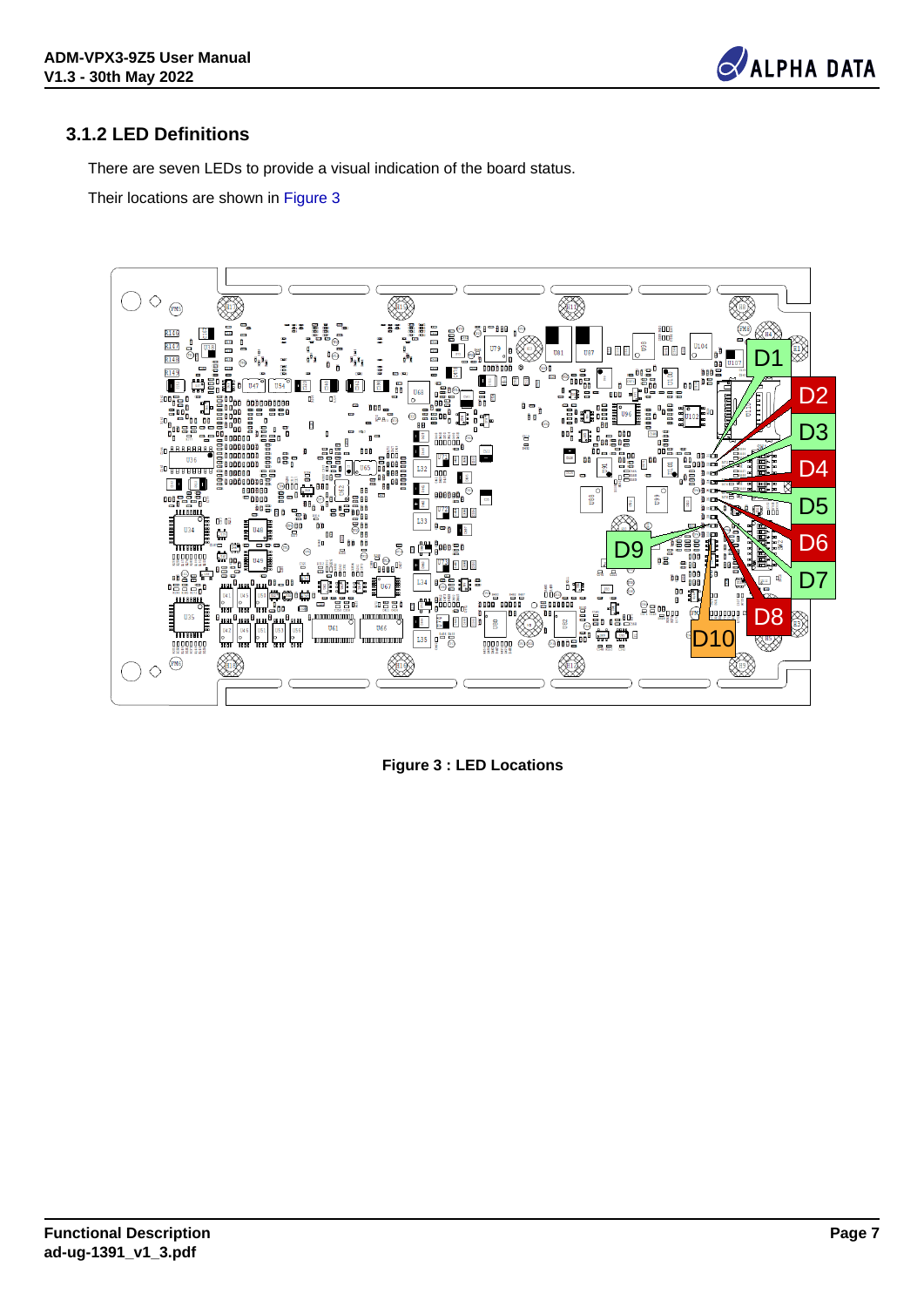### 3.1.2 LED Definitions

There are seven LEDs to provide a visual indication of the board status.

Their locations are shown in Figure 3

**Figure 3 : LED Locations**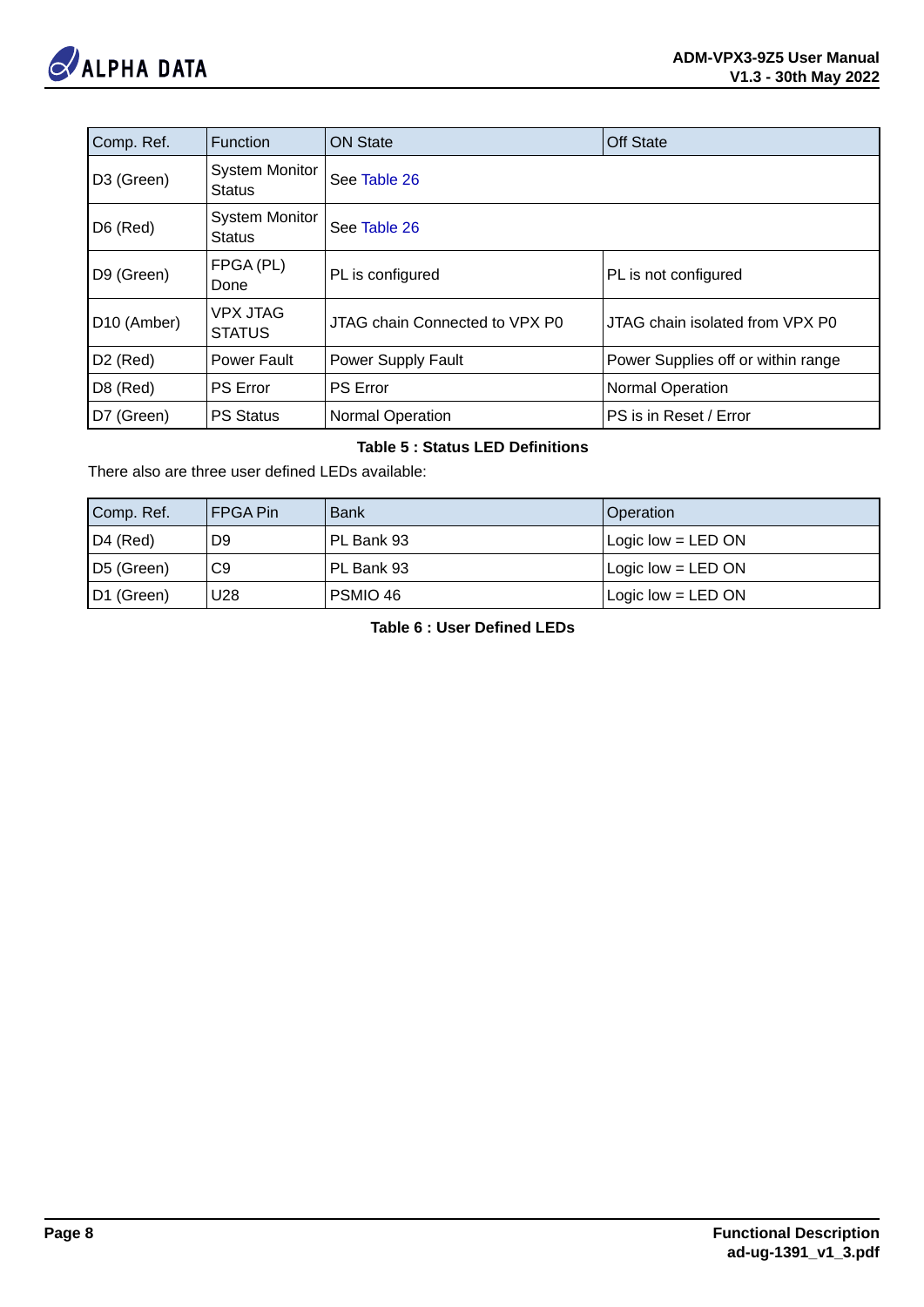| Comp. Ref. | Function | ON State | Off State |
| --- | --- | --- | --- |
| D3 (Green) | System Monitor Status | See Table 26 | |
| D6 (Red) | System Monitor Status | See Table 26 | |
| D9 (Green) | FPGA (PL) Done | PL is configured | PL is not configured |
| D10 (Amber) | VPX JTAG STATUS | JTAG chain Connected to VPX P0 | JTAG chain isolated from VPX P0 |
| D2 (Red) | Power Fault | Power Supply Fault | Power Supplies off or within range |
| D8 (Red) | PS Error | PS Error | Normal Operation |
| D7 (Green) | PS Status | Normal Operation | PS is in Reset / Error |

**Table 5 : Status LED Definitions**

There also are three user defined LEDs available:

| Comp. Ref. | FPGA Pin | Bank | Operation |
| --- | --- | --- | --- |
| D4 (Red) | D9 | PL Bank 93 | Logic low = LED ON |
| D5 (Green) | C9 | PL Bank 93 | Logic low = LED ON |
| D1 (Green) | U28 | PSMIO 46 | Logic low = LED ON |

**Table 6 : User Defined LEDs**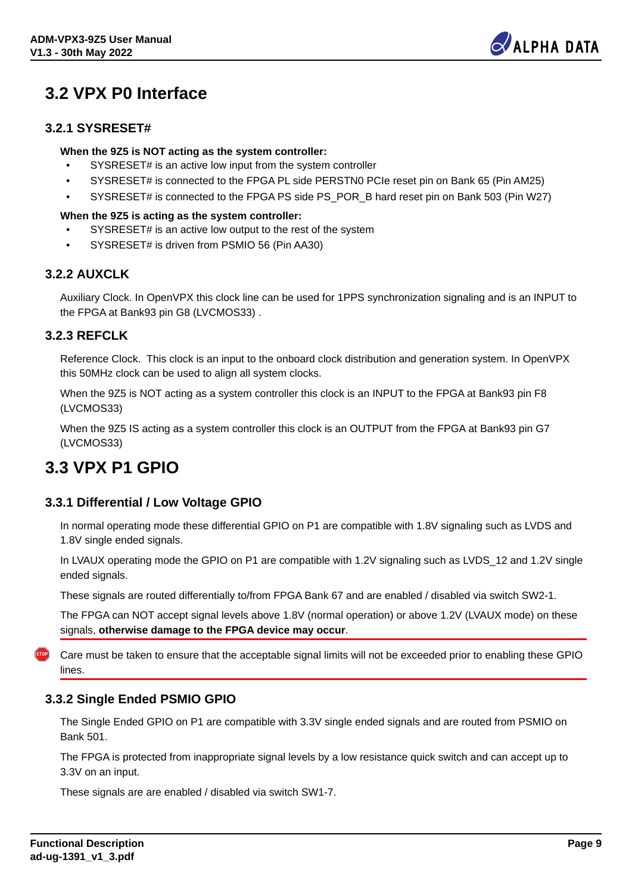## 3.2 VPX P0 Interface

### 3.2.1 SYSRESET#

**When the 9Z5 is NOT acting as the system controller:**

- SYSRESET# is an active low input from the system controller
- SYSRESET# is connected to the FPGA PL side PERSTN0 PCIe reset pin on Bank 65 (Pin AM25)
- SYSRESET# is connected to the FPGA PS side PS_POR_B hard reset pin on Bank 503 (Pin W27)

**When the 9Z5 is acting as the system controller:**

- SYSRESET# is an active low output to the rest of the system
- SYSRESET# is driven from PSMIO 56 (Pin AA30)

### 3.2.2 AUXCLK

Auxiliary Clock. In OpenVPX this clock line can be used for 1PPS synchronization signaling and is an INPUT to the FPGA at Bank93 pin G8 (LVCMOS33) .

### 3.2.3 REFCLK

Reference Clock. This clock is an input to the onboard clock distribution and generation system. In OpenVPX this 50MHz clock can be used to align all system clocks.

When the 9Z5 is NOT acting as a system controller this clock is an INPUT to the FPGA at Bank93 pin F8 (LVCMOS33)

When the 9Z5 IS acting as a system controller this clock is an OUTPUT from the FPGA at Bank93 pin G7 (LVCMOS33)

## 3.3 VPX P1 GPIO

### 3.3.1 Differential / Low Voltage GPIO

In normal operating mode these differential GPIO on P1 are compatible with 1.8V signaling such as LVDS and 1.8V single ended signals.

In LVAUX operating mode the GPIO on P1 are compatible with 1.2V signaling such as LVDS_12 and 1.2V single ended signals.

These signals are routed differentially to/from FPGA Bank 67 and are enabled / disabled via switch SW2-1.

The FPGA can NOT accept signal levels above 1.8V (normal operation) or above 1.2V (LVAUX mode) on these signals, **otherwise damage to the FPGA device may occur**.

STOP: Care must be taken to ensure that the acceptable signal limits will not be exceeded prior to enabling these GPIO lines.

### 3.3.2 Single Ended PSMIO GPIO

The Single Ended GPIO on P1 are compatible with 3.3V single ended signals and are routed from PSMIO on Bank 501.

The FPGA is protected from inappropriate signal levels by a low resistance quick switch and can accept up to 3.3V on an input.

These signals are are enabled / disabled via switch SW1-7.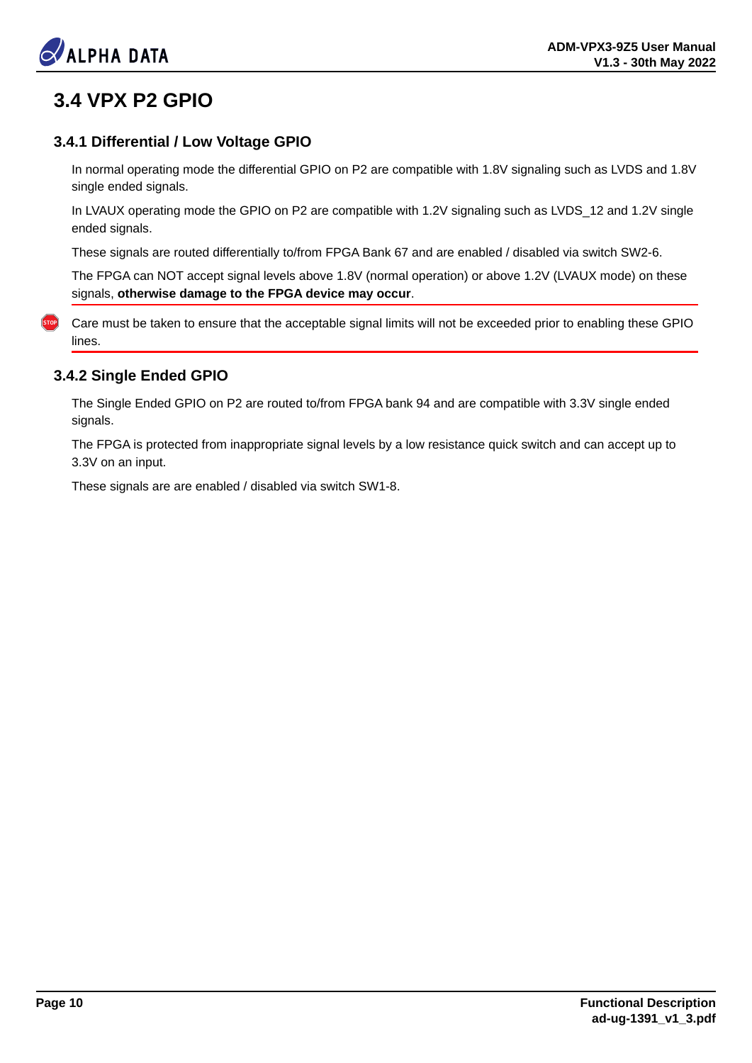## 3.4 VPX P2 GPIO

### 3.4.1 Differential / Low Voltage GPIO

In normal operating mode the differential GPIO on P2 are compatible with 1.8V signaling such as LVDS and 1.8V single ended signals.

In LVAUX operating mode the GPIO on P2 are compatible with 1.2V signaling such as LVDS_12 and 1.2V single ended signals.

These signals are routed differentially to/from FPGA Bank 67 and are enabled / disabled via switch SW2-6.

The FPGA can NOT accept signal levels above 1.8V (normal operation) or above 1.2V (LVAUX mode) on these signals, **otherwise damage to the FPGA device may occur**.

Care must be taken to ensure that the acceptable signal limits will not be exceeded prior to enabling these GPIO lines.

### 3.4.2 Single Ended GPIO

The Single Ended GPIO on P2 are routed to/from FPGA bank 94 and are compatible with 3.3V single ended signals.

The FPGA is protected from inappropriate signal levels by a low resistance quick switch and can accept up to 3.3V on an input.

These signals are are enabled / disabled via switch SW1-8.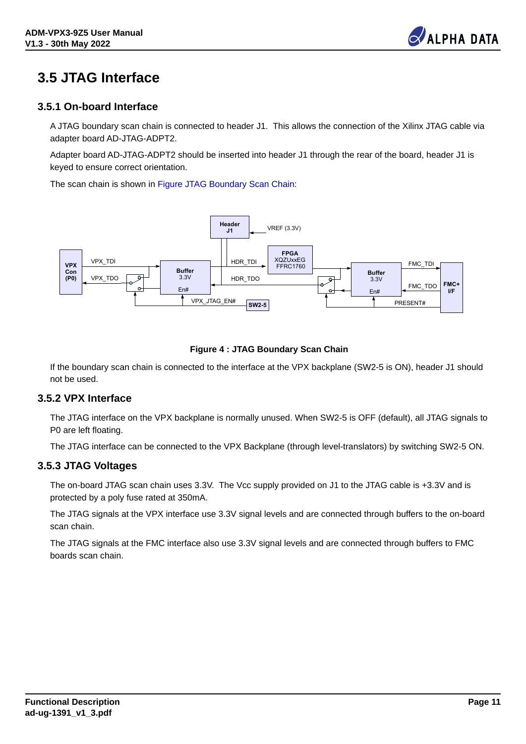# 3.5 JTAG Interface

## 3.5.1 On-board Interface

A JTAG boundary scan chain is connected to header J1. This allows the connection of the Xilinx JTAG cable via adapter board AD-JTAG-ADPT2.

Adapter board AD-JTAG-ADPT2 should be inserted into header J1 through the rear of the board, header J1 is keyed to ensure correct orientation.

The scan chain is shown in Figure JTAG Boundary Scan Chain:

**Figure 4 : JTAG Boundary Scan Chain**

If the boundary scan chain is connected to the interface at the VPX backplane (SW2-5 is ON), header J1 should not be used.

## 3.5.2 VPX Interface

The JTAG interface on the VPX backplane is normally unused. When SW2-5 is OFF (default), all JTAG signals to P0 are left floating.

The JTAG interface can be connected to the VPX Backplane (through level-translators) by switching SW2-5 ON.

## 3.5.3 JTAG Voltages

The on-board JTAG scan chain uses 3.3V. The Vcc supply provided on J1 to the JTAG cable is +3.3V and is protected by a poly fuse rated at 350mA.

The JTAG signals at the VPX interface use 3.3V signal levels and are connected through buffers to the on-board scan chain.

The JTAG signals at the FMC interface also use 3.3V signal levels and are connected through buffers to FMC boards scan chain.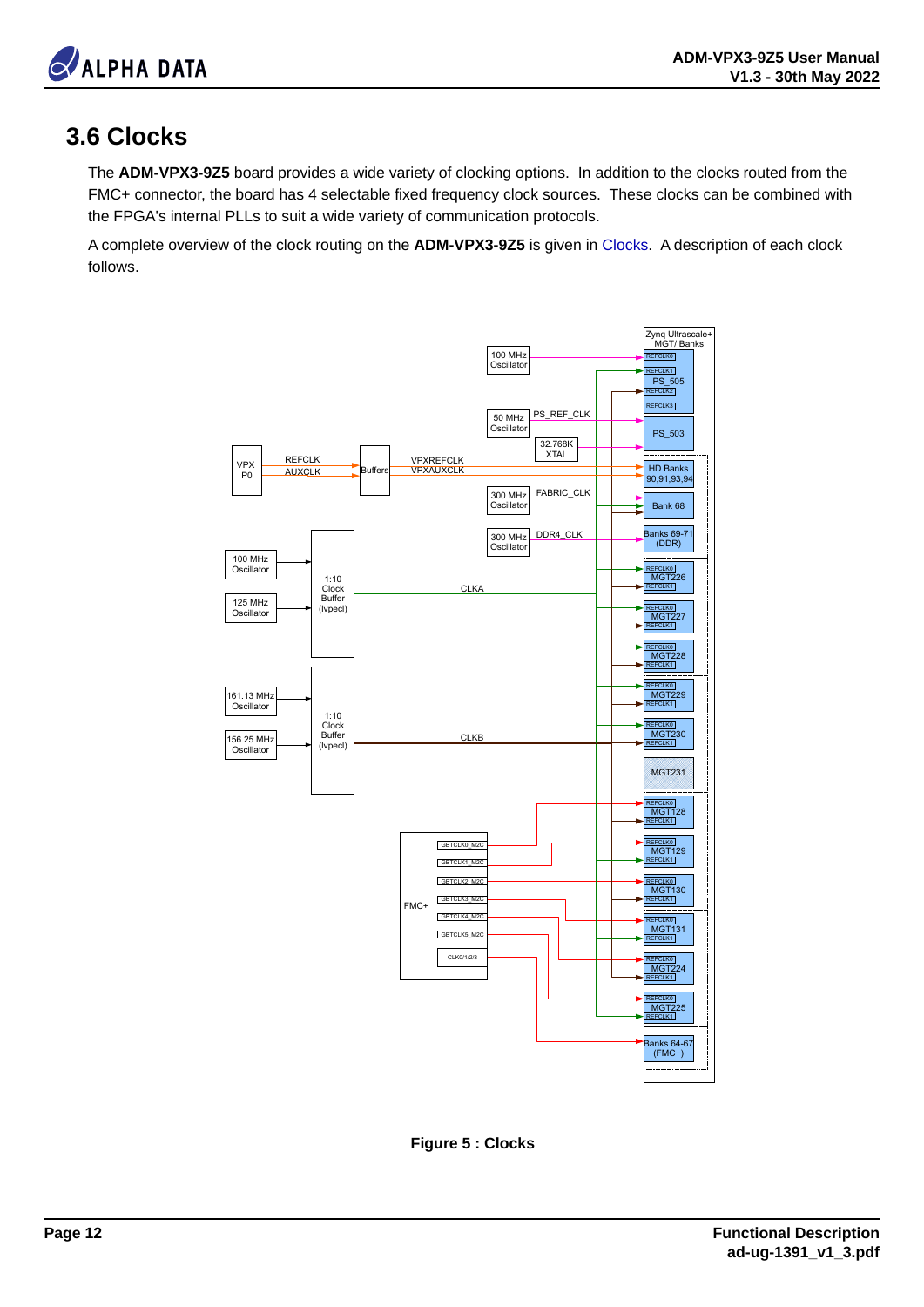## 3.6 Clocks

The **ADM-VPX3-9Z5** board provides a wide variety of clocking options. In addition to the clocks routed from the FMC+ connector, the board has 4 selectable fixed frequency clock sources. These clocks can be combined with the FPGA's internal PLLs to suit a wide variety of communication protocols.

A complete overview of the clock routing on the **ADM-VPX3-9Z5** is given in Clocks. A description of each clock follows.

**Figure 5 : Clocks**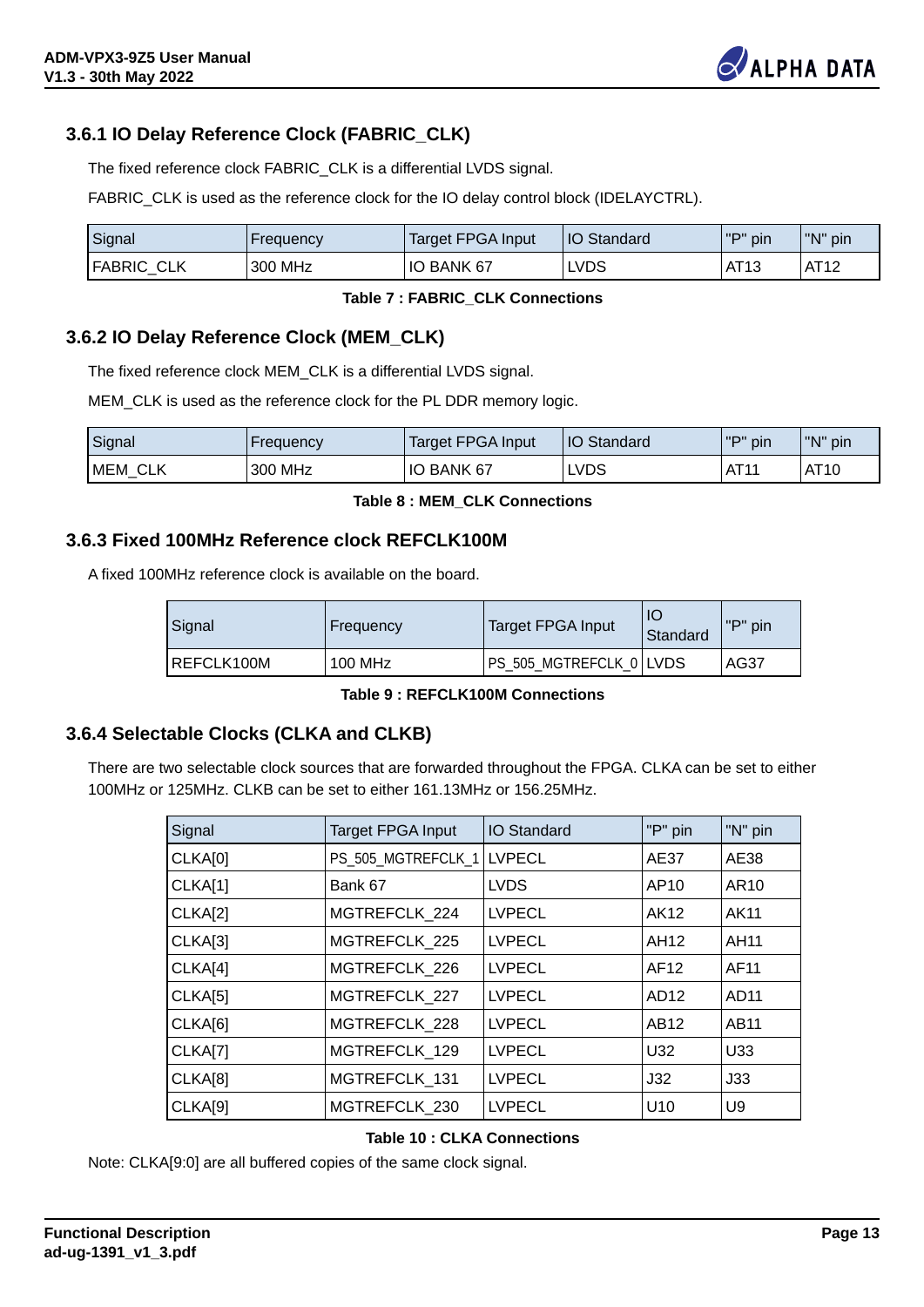### 3.6.1 IO Delay Reference Clock (FABRIC_CLK)

The fixed reference clock FABRIC_CLK is a differential LVDS signal.

FABRIC_CLK is used as the reference clock for the IO delay control block (IDELAYCTRL).

| Signal | Frequency | Target FPGA Input | IO Standard | "P" pin | "N" pin |
|---|---|---|---|---|---|
| FABRIC_CLK | 300 MHz | IO BANK 67 | LVDS | AT13 | AT12 |

**Table 7 : FABRIC_CLK Connections**

### 3.6.2 IO Delay Reference Clock (MEM_CLK)

The fixed reference clock MEM_CLK is a differential LVDS signal.

MEM_CLK is used as the reference clock for the PL DDR memory logic.

| Signal | Frequency | Target FPGA Input | IO Standard | "P" pin | "N" pin |
|---|---|---|---|---|---|
| MEM_CLK | 300 MHz | IO BANK 67 | LVDS | AT11 | AT10 |

**Table 8 : MEM_CLK Connections**

### 3.6.3 Fixed 100MHz Reference clock REFCLK100M

A fixed 100MHz reference clock is available on the board.

| Signal | Frequency | Target FPGA Input | IO Standard | "P" pin |
|---|---|---|---|---|
| REFCLK100M | 100 MHz | PS_505_MGTREFCLK_0 | LVDS | AG37 |

**Table 9 : REFCLK100M Connections**

### 3.6.4 Selectable Clocks (CLKA and CLKB)

There are two selectable clock sources that are forwarded throughout the FPGA. CLKA can be set to either 100MHz or 125MHz. CLKB can be set to either 161.13MHz or 156.25MHz.

| Signal | Target FPGA Input | IO Standard | "P" pin | "N" pin |
|---|---|---|---|---|
| CLKA[0] | PS_505_MGTREFCLK_1 | LVPECL | AE37 | AE38 |
| CLKA[1] | Bank 67 | LVDS | AP10 | AR10 |
| CLKA[2] | MGTREFCLK_224 | LVPECL | AK12 | AK11 |
| CLKA[3] | MGTREFCLK_225 | LVPECL | AH12 | AH11 |
| CLKA[4] | MGTREFCLK_226 | LVPECL | AF12 | AF11 |
| CLKA[5] | MGTREFCLK_227 | LVPECL | AD12 | AD11 |
| CLKA[6] | MGTREFCLK_228 | LVPECL | AB12 | AB11 |
| CLKA[7] | MGTREFCLK_129 | LVPECL | U32 | U33 |
| CLKA[8] | MGTREFCLK_131 | LVPECL | J32 | J33 |
| CLKA[9] | MGTREFCLK_230 | LVPECL | U10 | U9 |

**Table 10 : CLKA Connections**

Note: CLKA[9:0] are all buffered copies of the same clock signal.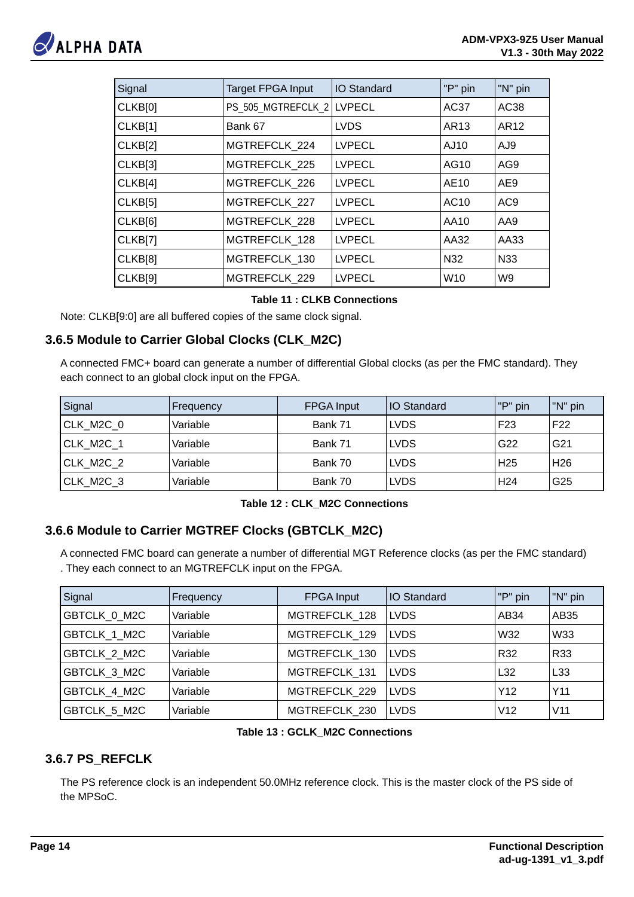| Signal | Target FPGA Input | IO Standard | "P" pin | "N" pin |
|---|---|---|---|---|
| CLKB[0] | PS_505_MGTREFCLK_2 | LVPECL | AC37 | AC38 |
| CLKB[1] | Bank 67 | LVDS | AR13 | AR12 |
| CLKB[2] | MGTREFCLK_224 | LVPECL | AJ10 | AJ9 |
| CLKB[3] | MGTREFCLK_225 | LVPECL | AG10 | AG9 |
| CLKB[4] | MGTREFCLK_226 | LVPECL | AE10 | AE9 |
| CLKB[5] | MGTREFCLK_227 | LVPECL | AC10 | AC9 |
| CLKB[6] | MGTREFCLK_228 | LVPECL | AA10 | AA9 |
| CLKB[7] | MGTREFCLK_128 | LVPECL | AA32 | AA33 |
| CLKB[8] | MGTREFCLK_130 | LVPECL | N32 | N33 |
| CLKB[9] | MGTREFCLK_229 | LVPECL | W10 | W9 |

**Table 11 : CLKB Connections**

Note: CLKB[9:0] are all buffered copies of the same clock signal.

### 3.6.5 Module to Carrier Global Clocks (CLK_M2C)

A connected FMC+ board can generate a number of differential Global clocks (as per the FMC standard). They each connect to an global clock input on the FPGA.

| Signal | Frequency | FPGA Input | IO Standard | "P" pin | "N" pin |
|---|---|---|---|---|---|
| CLK_M2C_0 | Variable | Bank 71 | LVDS | F23 | F22 |
| CLK_M2C_1 | Variable | Bank 71 | LVDS | G22 | G21 |
| CLK_M2C_2 | Variable | Bank 70 | LVDS | H25 | H26 |
| CLK_M2C_3 | Variable | Bank 70 | LVDS | H24 | G25 |

**Table 12 : CLK_M2C Connections**

### 3.6.6 Module to Carrier MGTREF Clocks (GBTCLK_M2C)

A connected FMC board can generate a number of differential MGT Reference clocks (as per the FMC standard) . They each connect to an MGTREFCLK input on the FPGA.

| Signal | Frequency | FPGA Input | IO Standard | "P" pin | "N" pin |
|---|---|---|---|---|---|
| GBTCLK_0_M2C | Variable | MGTREFCLK_128 | LVDS | AB34 | AB35 |
| GBTCLK_1_M2C | Variable | MGTREFCLK_129 | LVDS | W32 | W33 |
| GBTCLK_2_M2C | Variable | MGTREFCLK_130 | LVDS | R32 | R33 |
| GBTCLK_3_M2C | Variable | MGTREFCLK_131 | LVDS | L32 | L33 |
| GBTCLK_4_M2C | Variable | MGTREFCLK_229 | LVDS | Y12 | Y11 |
| GBTCLK_5_M2C | Variable | MGTREFCLK_230 | LVDS | V12 | V11 |

**Table 13 : GCLK_M2C Connections**

### 3.6.7 PS_REFCLK

The PS reference clock is an independent 50.0MHz reference clock. This is the master clock of the PS side of the MPSoC.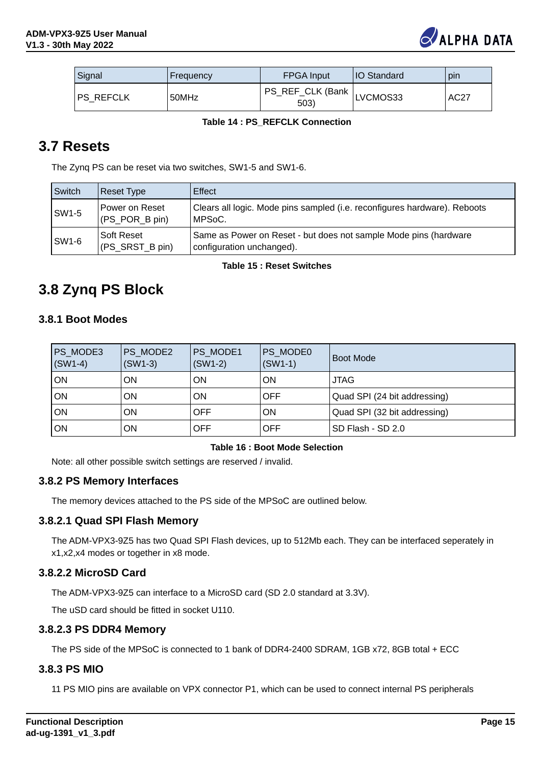| Signal | Frequency | FPGA Input | IO Standard | pin |
|---|---|---|---|---|
| PS_REFCLK | 50MHz | PS_REF_CLK (Bank 503) | LVCMOS33 | AC27 |

**Table 14 : PS_REFCLK Connection**

## 3.7 Resets

The Zynq PS can be reset via two switches, SW1-5 and SW1-6.

| Switch | Reset Type | Effect |
|---|---|---|
| SW1-5 | Power on Reset (PS_POR_B pin) | Clears all logic. Mode pins sampled (i.e. reconfigures hardware). Reboots MPSoC. |
| SW1-6 | Soft Reset (PS_SRST_B pin) | Same as Power on Reset - but does not sample Mode pins (hardware configuration unchanged). |

**Table 15 : Reset Switches**

## 3.8 Zynq PS Block

### 3.8.1 Boot Modes

| PS_MODE3 (SW1-4) | PS_MODE2 (SW1-3) | PS_MODE1 (SW1-2) | PS_MODE0 (SW1-1) | Boot Mode |
|---|---|---|---|---|
| ON | ON | ON | ON | JTAG |
| ON | ON | ON | OFF | Quad SPI (24 bit addressing) |
| ON | ON | OFF | ON | Quad SPI (32 bit addressing) |
| ON | ON | OFF | OFF | SD Flash - SD 2.0 |

**Table 16 : Boot Mode Selection**

Note: all other possible switch settings are reserved / invalid.

### 3.8.2 PS Memory Interfaces

The memory devices attached to the PS side of the MPSoC are outlined below.

#### 3.8.2.1 Quad SPI Flash Memory

The ADM-VPX3-9Z5 has two Quad SPI Flash devices, up to 512Mb each. They can be interfaced seperately in x1,x2,x4 modes or together in x8 mode.

#### 3.8.2.2 MicroSD Card

The ADM-VPX3-9Z5 can interface to a MicroSD card (SD 2.0 standard at 3.3V).

The uSD card should be fitted in socket U110.

#### 3.8.2.3 PS DDR4 Memory

The PS side of the MPSoC is connected to 1 bank of DDR4-2400 SDRAM, 1GB x72, 8GB total + ECC

### 3.8.3 PS MIO

11 PS MIO pins are available on VPX connector P1, which can be used to connect internal PS peripherals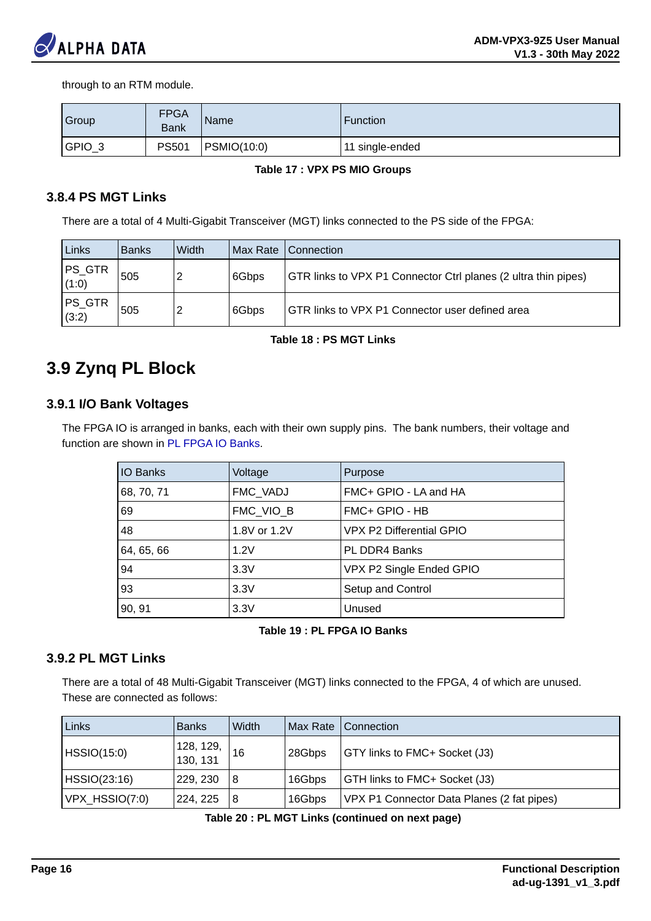through to an RTM module.

| Group | FPGA Bank | Name | Function |
|---|---|---|---|
| GPIO_3 | PS501 | PSMIO(10:0) | 11 single-ended |

**Table 17 : VPX PS MIO Groups**

### 3.8.4 PS MGT Links

There are a total of 4 Multi-Gigabit Transceiver (MGT) links connected to the PS side of the FPGA:

| Links | Banks | Width | Max Rate | Connection |
|---|---|---|---|---|
| PS_GTR (1:0) | 505 | 2 | 6Gbps | GTR links to VPX P1 Connector Ctrl planes (2 ultra thin pipes) |
| PS_GTR (3:2) | 505 | 2 | 6Gbps | GTR links to VPX P1 Connector user defined area |

**Table 18 : PS MGT Links**

## 3.9 Zynq PL Block

### 3.9.1 I/O Bank Voltages

The FPGA IO is arranged in banks, each with their own supply pins. The bank numbers, their voltage and function are shown in PL FPGA IO Banks.

| IO Banks | Voltage | Purpose |
|---|---|---|
| 68, 70, 71 | FMC_VADJ | FMC+ GPIO - LA and HA |
| 69 | FMC_VIO_B | FMC+ GPIO - HB |
| 48 | 1.8V or 1.2V | VPX P2 Differential GPIO |
| 64, 65, 66 | 1.2V | PL DDR4 Banks |
| 94 | 3.3V | VPX P2 Single Ended GPIO |
| 93 | 3.3V | Setup and Control |
| 90, 91 | 3.3V | Unused |

**Table 19 : PL FPGA IO Banks**

### 3.9.2 PL MGT Links

There are a total of 48 Multi-Gigabit Transceiver (MGT) links connected to the FPGA, 4 of which are unused. These are connected as follows:

| Links | Banks | Width | Max Rate | Connection |
|---|---|---|---|---|
| HSSIO(15:0) | 128, 129, 130, 131 | 16 | 28Gbps | GTY links to FMC+ Socket (J3) |
| HSSIO(23:16) | 229, 230 | 8 | 16Gbps | GTH links to FMC+ Socket (J3) |
| VPX_HSSIO(7:0) | 224, 225 | 8 | 16Gbps | VPX P1 Connector Data Planes (2 fat pipes) |

**Table 20 : PL MGT Links (continued on next page)**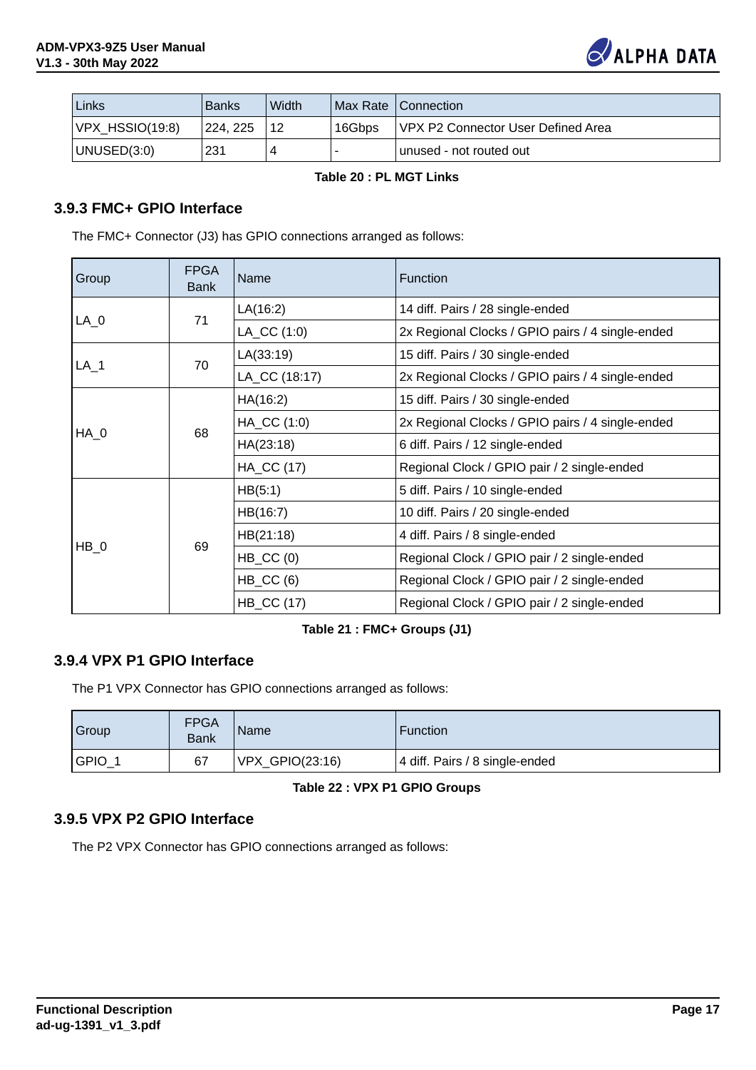| Links | Banks | Width | Max Rate | Connection |
|---|---|---|---|---|
| VPX_HSSIO(19:8) | 224, 225 | 12 | 16Gbps | VPX P2 Connector User Defined Area |
| UNUSED(3:0) | 231 | 4 | - | unused - not routed out |

**Table 20 : PL MGT Links**

### 3.9.3 FMC+ GPIO Interface

The FMC+ Connector (J3) has GPIO connections arranged as follows:

| Group | FPGA Bank | Name | Function |
|---|---|---|---|
| LA_0 | 71 | LA(16:2) | 14 diff. Pairs / 28 single-ended |
| | | LA_CC (1:0) | 2x Regional Clocks / GPIO pairs / 4 single-ended |
| LA_1 | 70 | LA(33:19) | 15 diff. Pairs / 30 single-ended |
| | | LA_CC (18:17) | 2x Regional Clocks / GPIO pairs / 4 single-ended |
| HA_0 | 68 | HA(16:2) | 15 diff. Pairs / 30 single-ended |
| | | HA_CC (1:0) | 2x Regional Clocks / GPIO pairs / 4 single-ended |
| | | HA(23:18) | 6 diff. Pairs / 12 single-ended |
| | | HA_CC (17) | Regional Clock / GPIO pair / 2 single-ended |
| HB_0 | 69 | HB(5:1) | 5 diff. Pairs / 10 single-ended |
| | | HB(16:7) | 10 diff. Pairs / 20 single-ended |
| | | HB(21:18) | 4 diff. Pairs / 8 single-ended |
| | | HB_CC (0) | Regional Clock / GPIO pair / 2 single-ended |
| | | HB_CC (6) | Regional Clock / GPIO pair / 2 single-ended |
| | | HB_CC (17) | Regional Clock / GPIO pair / 2 single-ended |

**Table 21 : FMC+ Groups (J1)**

### 3.9.4 VPX P1 GPIO Interface

The P1 VPX Connector has GPIO connections arranged as follows:

| Group | FPGA Bank | Name | Function |
|---|---|---|---|
| GPIO_1 | 67 | VPX_GPIO(23:16) | 4 diff. Pairs / 8 single-ended |

**Table 22 : VPX P1 GPIO Groups**

### 3.9.5 VPX P2 GPIO Interface

The P2 VPX Connector has GPIO connections arranged as follows: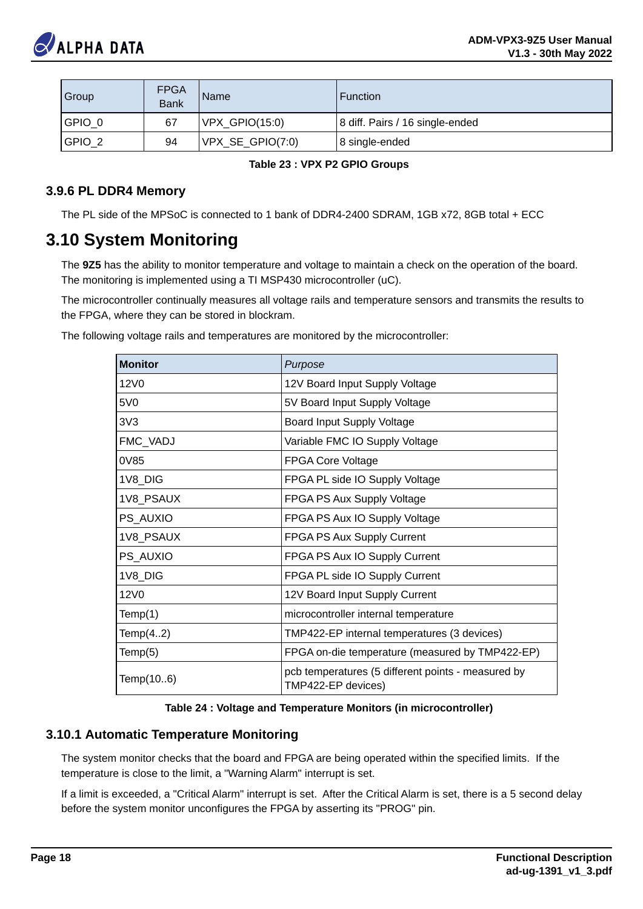| Group | FPGA Bank | Name | Function |
|---|---|---|---|
| GPIO_0 | 67 | VPX_GPIO(15:0) | 8 diff. Pairs / 16 single-ended |
| GPIO_2 | 94 | VPX_SE_GPIO(7:0) | 8 single-ended |

**Table 23 : VPX P2 GPIO Groups**

### 3.9.6 PL DDR4 Memory

The PL side of the MPSoC is connected to 1 bank of DDR4-2400 SDRAM, 1GB x72, 8GB total + ECC

## 3.10 System Monitoring

The **9Z5** has the ability to monitor temperature and voltage to maintain a check on the operation of the board. The monitoring is implemented using a TI MSP430 microcontroller (uC).

The microcontroller continually measures all voltage rails and temperature sensors and transmits the results to the FPGA, where they can be stored in blockram.

The following voltage rails and temperatures are monitored by the microcontroller:

| **Monitor** | *Purpose* |
|---|---|
| 12V0 | 12V Board Input Supply Voltage |
| 5V0 | 5V Board Input Supply Voltage |
| 3V3 | Board Input Supply Voltage |
| FMC_VADJ | Variable FMC IO Supply Voltage |
| 0V85 | FPGA Core Voltage |
| 1V8_DIG | FPGA PL side IO Supply Voltage |
| 1V8_PSAUX | FPGA PS Aux Supply Voltage |
| PS_AUXIO | FPGA PS Aux IO Supply Voltage |
| 1V8_PSAUX | FPGA PS Aux Supply Current |
| PS_AUXIO | FPGA PS Aux IO Supply Current |
| 1V8_DIG | FPGA PL side IO Supply Current |
| 12V0 | 12V Board Input Supply Current |
| Temp(1) | microcontroller internal temperature |
| Temp(4..2) | TMP422-EP internal temperatures (3 devices) |
| Temp(5) | FPGA on-die temperature (measured by TMP422-EP) |
| Temp(10..6) | pcb temperatures (5 different points - measured by TMP422-EP devices) |

**Table 24 : Voltage and Temperature Monitors (in microcontroller)**

### 3.10.1 Automatic Temperature Monitoring

The system monitor checks that the board and FPGA are being operated within the specified limits. If the temperature is close to the limit, a "Warning Alarm" interrupt is set.

If a limit is exceeded, a "Critical Alarm" interrupt is set. After the Critical Alarm is set, there is a 5 second delay before the system monitor unconfigures the FPGA by asserting its "PROG" pin.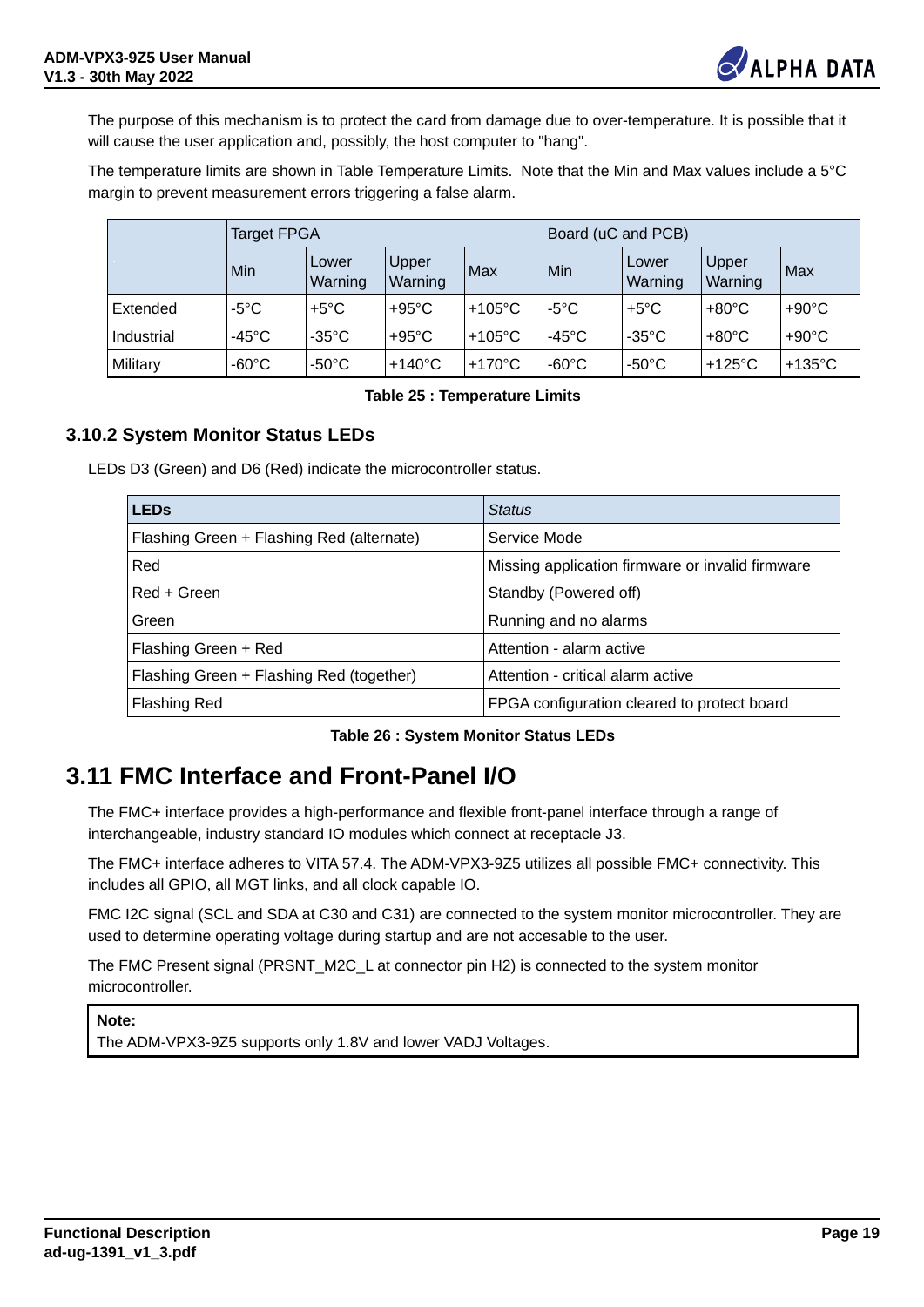The purpose of this mechanism is to protect the card from damage due to over-temperature. It is possible that it will cause the user application and, possibly, the host computer to "hang".

The temperature limits are shown in Table Temperature Limits. Note that the Min and Max values include a 5°C margin to prevent measurement errors triggering a false alarm.

| | Target FPGA | | | | Board (uC and PCB) | | | |
|---|---|---|---|---|---|---|---|---|
| | Min | Lower Warning | Upper Warning | Max | Min | Lower Warning | Upper Warning | Max |
| Extended | -5°C | +5°C | +95°C | +105°C | -5°C | +5°C | +80°C | +90°C |
| Industrial | -45°C | -35°C | +95°C | +105°C | -45°C | -35°C | +80°C | +90°C |
| Military | -60°C | -50°C | +140°C | +170°C | -60°C | -50°C | +125°C | +135°C |

**Table 25 : Temperature Limits**

### 3.10.2 System Monitor Status LEDs

LEDs D3 (Green) and D6 (Red) indicate the microcontroller status.

| **LEDs** | *Status* |
|---|---|
| Flashing Green + Flashing Red (alternate) | Service Mode |
| Red | Missing application firmware or invalid firmware |
| Red + Green | Standby (Powered off) |
| Green | Running and no alarms |
| Flashing Green + Red | Attention - alarm active |
| Flashing Green + Flashing Red (together) | Attention - critical alarm active |
| Flashing Red | FPGA configuration cleared to protect board |

**Table 26 : System Monitor Status LEDs**

## 3.11 FMC Interface and Front-Panel I/O

The FMC+ interface provides a high-performance and flexible front-panel interface through a range of interchangeable, industry standard IO modules which connect at receptacle J3.

The FMC+ interface adheres to VITA 57.4. The ADM-VPX3-9Z5 utilizes all possible FMC+ connectivity. This includes all GPIO, all MGT links, and all clock capable IO.

FMC I2C signal (SCL and SDA at C30 and C31) are connected to the system monitor microcontroller. They are used to determine operating voltage during startup and are not accesable to the user.

The FMC Present signal (PRSNT_M2C_L at connector pin H2) is connected to the system monitor microcontroller.

> **Note:**
> The ADM-VPX3-9Z5 supports only 1.8V and lower VADJ Voltages.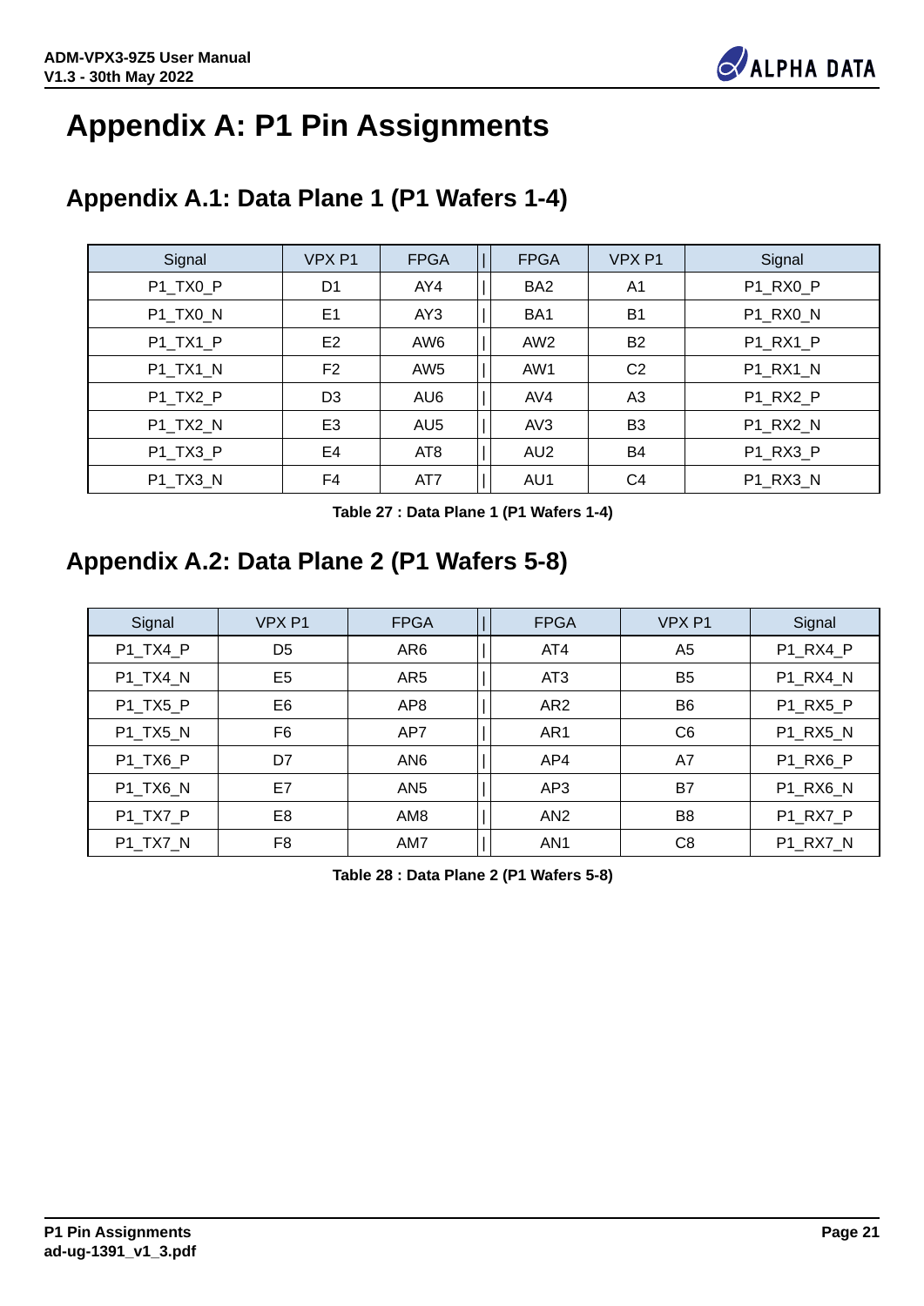# Appendix A: P1 Pin Assignments

## Appendix A.1: Data Plane 1 (P1 Wafers 1-4)

| Signal | VPX P1 | FPGA | \| | FPGA | VPX P1 | Signal |
|---|---|---|---|---|---|---|
| P1_TX0_P | D1 | AY4 | \| | BA2 | A1 | P1_RX0_P |
| P1_TX0_N | E1 | AY3 | \| | BA1 | B1 | P1_RX0_N |
| P1_TX1_P | E2 | AW6 | \| | AW2 | B2 | P1_RX1_P |
| P1_TX1_N | F2 | AW5 | \| | AW1 | C2 | P1_RX1_N |
| P1_TX2_P | D3 | AU6 | \| | AV4 | A3 | P1_RX2_P |
| P1_TX2_N | E3 | AU5 | \| | AV3 | B3 | P1_RX2_N |
| P1_TX3_P | E4 | AT8 | \| | AU2 | B4 | P1_RX3_P |
| P1_TX3_N | F4 | AT7 | \| | AU1 | C4 | P1_RX3_N |

**Table 27 : Data Plane 1 (P1 Wafers 1-4)**

## Appendix A.2: Data Plane 2 (P1 Wafers 5-8)

| Signal | VPX P1 | FPGA | \| | FPGA | VPX P1 | Signal |
|---|---|---|---|---|---|---|
| P1_TX4_P | D5 | AR6 | \| | AT4 | A5 | P1_RX4_P |
| P1_TX4_N | E5 | AR5 | \| | AT3 | B5 | P1_RX4_N |
| P1_TX5_P | E6 | AP8 | \| | AR2 | B6 | P1_RX5_P |
| P1_TX5_N | F6 | AP7 | \| | AR1 | C6 | P1_RX5_N |
| P1_TX6_P | D7 | AN6 | \| | AP4 | A7 | P1_RX6_P |
| P1_TX6_N | E7 | AN5 | \| | AP3 | B7 | P1_RX6_N |
| P1_TX7_P | E8 | AM8 | \| | AN2 | B8 | P1_RX7_P |
| P1_TX7_N | F8 | AM7 | \| | AN1 | C8 | P1_RX7_N |

**Table 28 : Data Plane 2 (P1 Wafers 5-8)**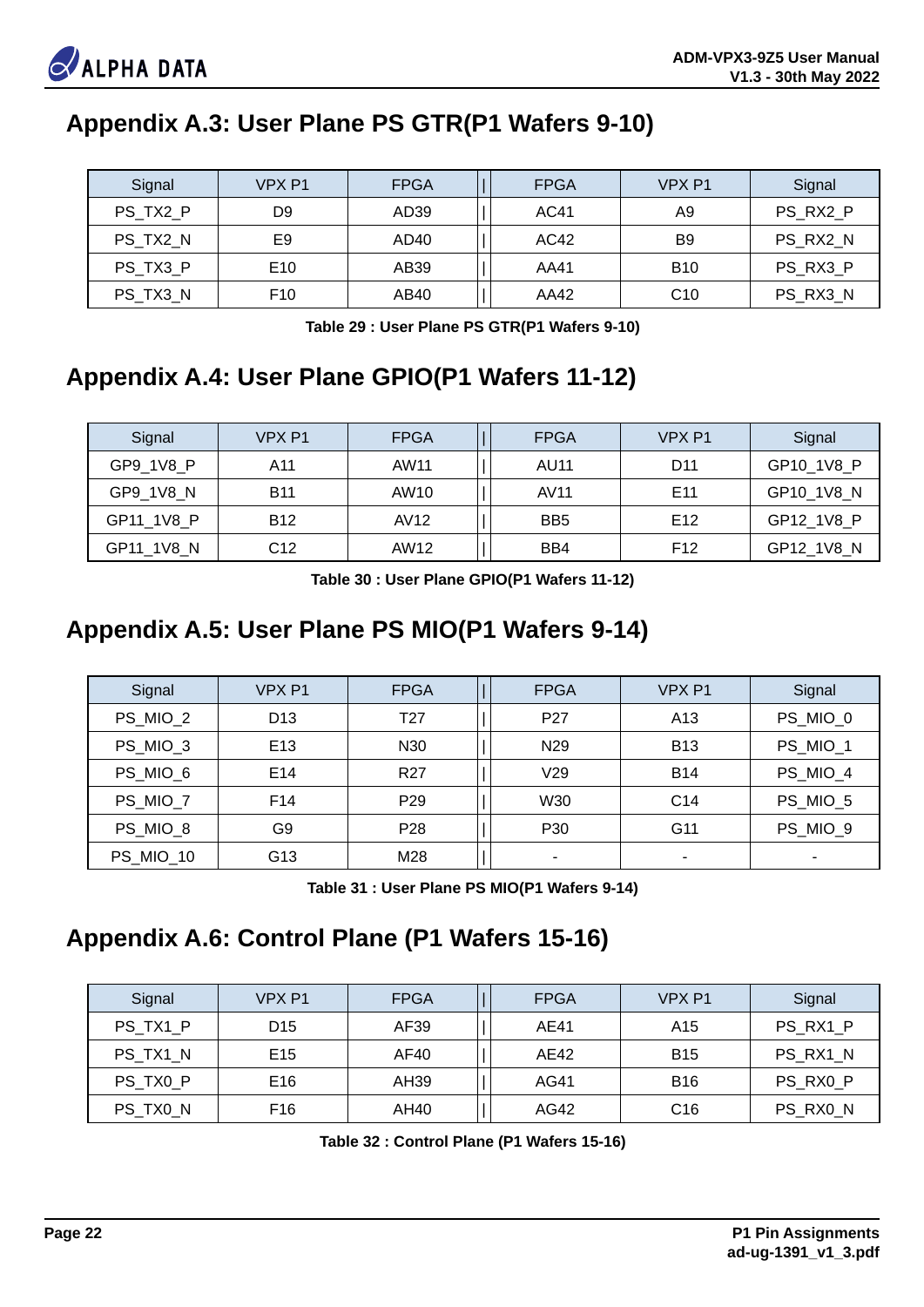## Appendix A.3: User Plane PS GTR(P1 Wafers 9-10)

| Signal | VPX P1 | FPGA | \| | FPGA | VPX P1 | Signal |
|---|---|---|---|---|---|---|
| PS_TX2_P | D9 | AD39 | \| | AC41 | A9 | PS_RX2_P |
| PS_TX2_N | E9 | AD40 | \| | AC42 | B9 | PS_RX2_N |
| PS_TX3_P | E10 | AB39 | \| | AA41 | B10 | PS_RX3_P |
| PS_TX3_N | F10 | AB40 | \| | AA42 | C10 | PS_RX3_N |

**Table 29 : User Plane PS GTR(P1 Wafers 9-10)**

## Appendix A.4: User Plane GPIO(P1 Wafers 11-12)

| Signal | VPX P1 | FPGA | \| | FPGA | VPX P1 | Signal |
|---|---|---|---|---|---|---|
| GP9_1V8_P | A11 | AW11 | \| | AU11 | D11 | GP10_1V8_P |
| GP9_1V8_N | B11 | AW10 | \| | AV11 | E11 | GP10_1V8_N |
| GP11_1V8_P | B12 | AV12 | \| | BB5 | E12 | GP12_1V8_P |
| GP11_1V8_N | C12 | AW12 | \| | BB4 | F12 | GP12_1V8_N |

**Table 30 : User Plane GPIO(P1 Wafers 11-12)**

## Appendix A.5: User Plane PS MIO(P1 Wafers 9-14)

| Signal | VPX P1 | FPGA | \| | FPGA | VPX P1 | Signal |
|---|---|---|---|---|---|---|
| PS_MIO_2 | D13 | T27 | \| | P27 | A13 | PS_MIO_0 |
| PS_MIO_3 | E13 | N30 | \| | N29 | B13 | PS_MIO_1 |
| PS_MIO_6 | E14 | R27 | \| | V29 | B14 | PS_MIO_4 |
| PS_MIO_7 | F14 | P29 | \| | W30 | C14 | PS_MIO_5 |
| PS_MIO_8 | G9 | P28 | \| | P30 | G11 | PS_MIO_9 |
| PS_MIO_10 | G13 | M28 | \| | - | - | - |

**Table 31 : User Plane PS MIO(P1 Wafers 9-14)**

## Appendix A.6: Control Plane (P1 Wafers 15-16)

| Signal | VPX P1 | FPGA | \| | FPGA | VPX P1 | Signal |
|---|---|---|---|---|---|---|
| PS_TX1_P | D15 | AF39 | \| | AE41 | A15 | PS_RX1_P |
| PS_TX1_N | E15 | AF40 | \| | AE42 | B15 | PS_RX1_N |
| PS_TX0_P | E16 | AH39 | \| | AG41 | B16 | PS_RX0_P |
| PS_TX0_N | F16 | AH40 | \| | AG42 | C16 | PS_RX0_N |

**Table 32 : Control Plane (P1 Wafers 15-16)**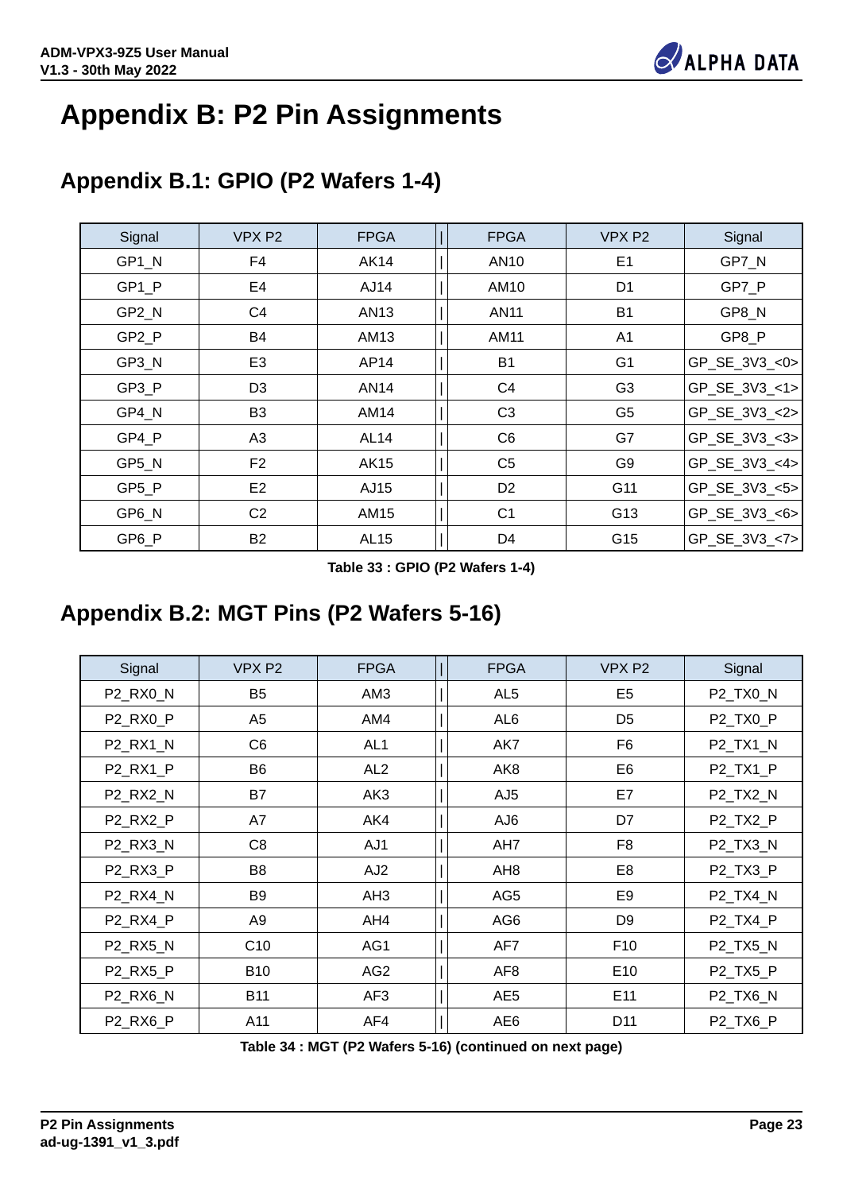# Appendix B: P2 Pin Assignments

## Appendix B.1: GPIO (P2 Wafers 1-4)

| Signal | VPX P2 | FPGA | FPGA | VPX P2 | Signal |
|---|---|---|---|---|---|
| GP1_N | F4 | AK14 | AN10 | E1 | GP7_N |
| GP1_P | E4 | AJ14 | AM10 | D1 | GP7_P |
| GP2_N | C4 | AN13 | AN11 | B1 | GP8_N |
| GP2_P | B4 | AM13 | AM11 | A1 | GP8_P |
| GP3_N | E3 | AP14 | B1 | G1 | GP_SE_3V3_<0> |
| GP3_P | D3 | AN14 | C4 | G3 | GP_SE_3V3_<1> |
| GP4_N | B3 | AM14 | C3 | G5 | GP_SE_3V3_<2> |
| GP4_P | A3 | AL14 | C6 | G7 | GP_SE_3V3_<3> |
| GP5_N | F2 | AK15 | C5 | G9 | GP_SE_3V3_<4> |
| GP5_P | E2 | AJ15 | D2 | G11 | GP_SE_3V3_<5> |
| GP6_N | C2 | AM15 | C1 | G13 | GP_SE_3V3_<6> |
| GP6_P | B2 | AL15 | D4 | G15 | GP_SE_3V3_<7> |

**Table 33 : GPIO (P2 Wafers 1-4)**

## Appendix B.2: MGT Pins (P2 Wafers 5-16)

| Signal | VPX P2 | FPGA | FPGA | VPX P2 | Signal |
|---|---|---|---|---|---|
| P2_RX0_N | B5 | AM3 | AL5 | E5 | P2_TX0_N |
| P2_RX0_P | A5 | AM4 | AL6 | D5 | P2_TX0_P |
| P2_RX1_N | C6 | AL1 | AK7 | F6 | P2_TX1_N |
| P2_RX1_P | B6 | AL2 | AK8 | E6 | P2_TX1_P |
| P2_RX2_N | B7 | AK3 | AJ5 | E7 | P2_TX2_N |
| P2_RX2_P | A7 | AK4 | AJ6 | D7 | P2_TX2_P |
| P2_RX3_N | C8 | AJ1 | AH7 | F8 | P2_TX3_N |
| P2_RX3_P | B8 | AJ2 | AH8 | E8 | P2_TX3_P |
| P2_RX4_N | B9 | AH3 | AG5 | E9 | P2_TX4_N |
| P2_RX4_P | A9 | AH4 | AG6 | D9 | P2_TX4_P |
| P2_RX5_N | C10 | AG1 | AF7 | F10 | P2_TX5_N |
| P2_RX5_P | B10 | AG2 | AF8 | E10 | P2_TX5_P |
| P2_RX6_N | B11 | AF3 | AE5 | E11 | P2_TX6_N |
| P2_RX6_P | A11 | AF4 | AE6 | D11 | P2_TX6_P |

**Table 34 : MGT (P2 Wafers 5-16) (continued on next page)**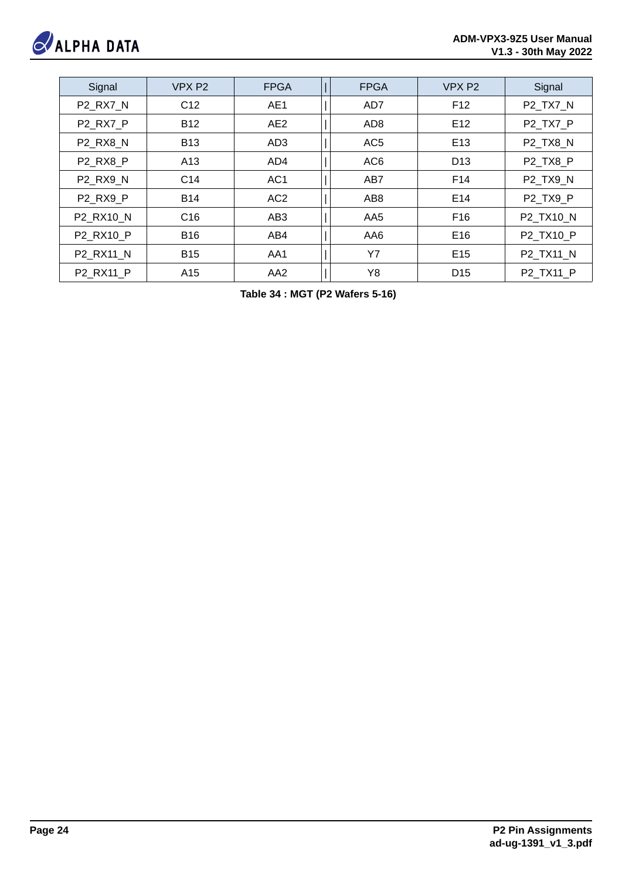| Signal | VPX P2 | FPGA | | FPGA | VPX P2 | Signal |
|---|---|---|---|---|---|---|
| P2_RX7_N | C12 | AE1 | | AD7 | F12 | P2_TX7_N |
| P2_RX7_P | B12 | AE2 | | AD8 | E12 | P2_TX7_P |
| P2_RX8_N | B13 | AD3 | | AC5 | E13 | P2_TX8_N |
| P2_RX8_P | A13 | AD4 | | AC6 | D13 | P2_TX8_P |
| P2_RX9_N | C14 | AC1 | | AB7 | F14 | P2_TX9_N |
| P2_RX9_P | B14 | AC2 | | AB8 | E14 | P2_TX9_P |
| P2_RX10_N | C16 | AB3 | | AA5 | F16 | P2_TX10_N |
| P2_RX10_P | B16 | AB4 | | AA6 | E16 | P2_TX10_P |
| P2_RX11_N | B15 | AA1 | | Y7 | E15 | P2_TX11_N |
| P2_RX11_P | A15 | AA2 | | Y8 | D15 | P2_TX11_P |

**Table 34 : MGT (P2 Wafers 5-16)**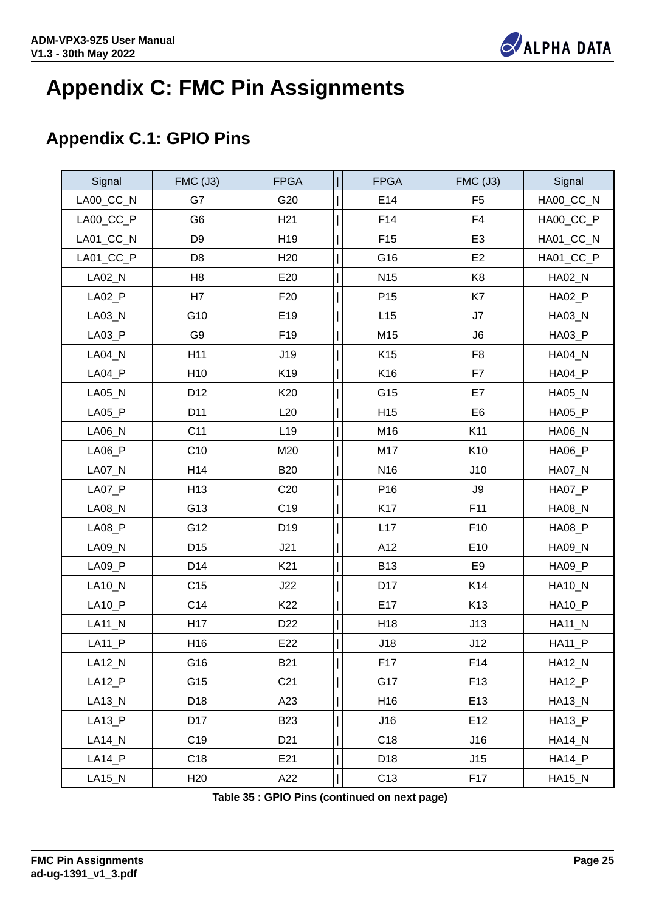# Appendix C: FMC Pin Assignments

## Appendix C.1: GPIO Pins

| Signal | FMC (J3) | FPGA | \| | FPGA | FMC (J3) | Signal |
|---|---|---|---|---|---|---|
| LA00_CC_N | G7 | G20 | \| | E14 | F5 | HA00_CC_N |
| LA00_CC_P | G6 | H21 | \| | F14 | F4 | HA00_CC_P |
| LA01_CC_N | D9 | H19 | \| | F15 | E3 | HA01_CC_N |
| LA01_CC_P | D8 | H20 | \| | G16 | E2 | HA01_CC_P |
| LA02_N | H8 | E20 | \| | N15 | K8 | HA02_N |
| LA02_P | H7 | F20 | \| | P15 | K7 | HA02_P |
| LA03_N | G10 | E19 | \| | L15 | J7 | HA03_N |
| LA03_P | G9 | F19 | \| | M15 | J6 | HA03_P |
| LA04_N | H11 | J19 | \| | K15 | F8 | HA04_N |
| LA04_P | H10 | K19 | \| | K16 | F7 | HA04_P |
| LA05_N | D12 | K20 | \| | G15 | E7 | HA05_N |
| LA05_P | D11 | L20 | \| | H15 | E6 | HA05_P |
| LA06_N | C11 | L19 | \| | M16 | K11 | HA06_N |
| LA06_P | C10 | M20 | \| | M17 | K10 | HA06_P |
| LA07_N | H14 | B20 | \| | N16 | J10 | HA07_N |
| LA07_P | H13 | C20 | \| | P16 | J9 | HA07_P |
| LA08_N | G13 | C19 | \| | K17 | F11 | HA08_N |
| LA08_P | G12 | D19 | \| | L17 | F10 | HA08_P |
| LA09_N | D15 | J21 | \| | A12 | E10 | HA09_N |
| LA09_P | D14 | K21 | \| | B13 | E9 | HA09_P |
| LA10_N | C15 | J22 | \| | D17 | K14 | HA10_N |
| LA10_P | C14 | K22 | \| | E17 | K13 | HA10_P |
| LA11_N | H17 | D22 | \| | H18 | J13 | HA11_N |
| LA11_P | H16 | E22 | \| | J18 | J12 | HA11_P |
| LA12_N | G16 | B21 | \| | F17 | F14 | HA12_N |
| LA12_P | G15 | C21 | \| | G17 | F13 | HA12_P |
| LA13_N | D18 | A23 | \| | H16 | E13 | HA13_N |
| LA13_P | D17 | B23 | \| | J16 | E12 | HA13_P |
| LA14_N | C19 | D21 | \| | C18 | J16 | HA14_N |
| LA14_P | C18 | E21 | \| | D18 | J15 | HA14_P |
| LA15_N | H20 | A22 | \| | C13 | F17 | HA15_N |

**Table 35 : GPIO Pins (continued on next page)**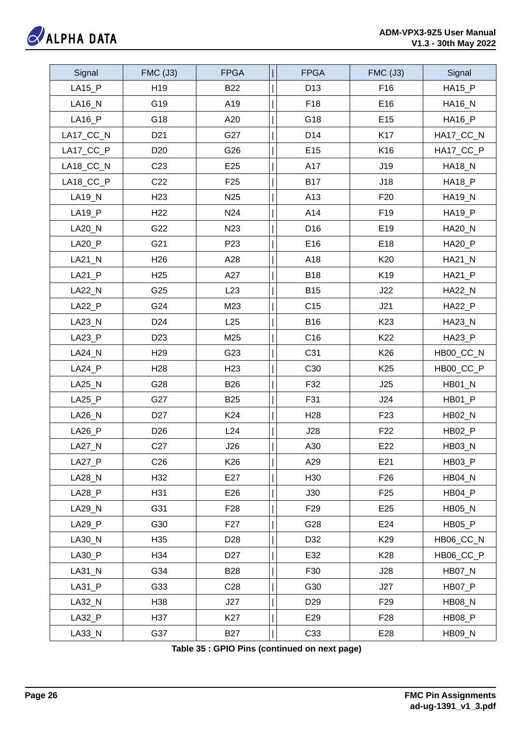| Signal | FMC (J3) | FPGA | | FPGA | FMC (J3) | Signal |
|---|---|---|---|---|---|---|
| LA15_P | H19 | B22 | | D13 | F16 | HA15_P |
| LA16_N | G19 | A19 | | F18 | E16 | HA16_N |
| LA16_P | G18 | A20 | | G18 | E15 | HA16_P |
| LA17_CC_N | D21 | G27 | | D14 | K17 | HA17_CC_N |
| LA17_CC_P | D20 | G26 | | E15 | K16 | HA17_CC_P |
| LA18_CC_N | C23 | E25 | | A17 | J19 | HA18_N |
| LA18_CC_P | C22 | F25 | | B17 | J18 | HA18_P |
| LA19_N | H23 | N25 | | A13 | F20 | HA19_N |
| LA19_P | H22 | N24 | | A14 | F19 | HA19_P |
| LA20_N | G22 | N23 | | D16 | E19 | HA20_N |
| LA20_P | G21 | P23 | | E16 | E18 | HA20_P |
| LA21_N | H26 | A28 | | A18 | K20 | HA21_N |
| LA21_P | H25 | A27 | | B18 | K19 | HA21_P |
| LA22_N | G25 | L23 | | B15 | J22 | HA22_N |
| LA22_P | G24 | M23 | | C15 | J21 | HA22_P |
| LA23_N | D24 | L25 | | B16 | K23 | HA23_N |
| LA23_P | D23 | M25 | | C16 | K22 | HA23_P |
| LA24_N | H29 | G23 | | C31 | K26 | HB00_CC_N |
| LA24_P | H28 | H23 | | C30 | K25 | HB00_CC_P |
| LA25_N | G28 | B26 | | F32 | J25 | HB01_N |
| LA25_P | G27 | B25 | | F31 | J24 | HB01_P |
| LA26_N | D27 | K24 | | H28 | F23 | HB02_N |
| LA26_P | D26 | L24 | | J28 | F22 | HB02_P |
| LA27_N | C27 | J26 | | A30 | E22 | HB03_N |
| LA27_P | C26 | K26 | | A29 | E21 | HB03_P |
| LA28_N | H32 | E27 | | H30 | F26 | HB04_N |
| LA28_P | H31 | E26 | | J30 | F25 | HB04_P |
| LA29_N | G31 | F28 | | F29 | E25 | HB05_N |
| LA29_P | G30 | F27 | | G28 | E24 | HB05_P |
| LA30_N | H35 | D28 | | D32 | K29 | HB06_CC_N |
| LA30_P | H34 | D27 | | E32 | K28 | HB06_CC_P |
| LA31_N | G34 | B28 | | F30 | J28 | HB07_N |
| LA31_P | G33 | C28 | | G30 | J27 | HB07_P |
| LA32_N | H38 | J27 | | D29 | F29 | HB08_N |
| LA32_P | H37 | K27 | | E29 | F28 | HB08_P |
| LA33_N | G37 | B27 | | C33 | E28 | HB09_N |

**Table 35 : GPIO Pins (continued on next page)**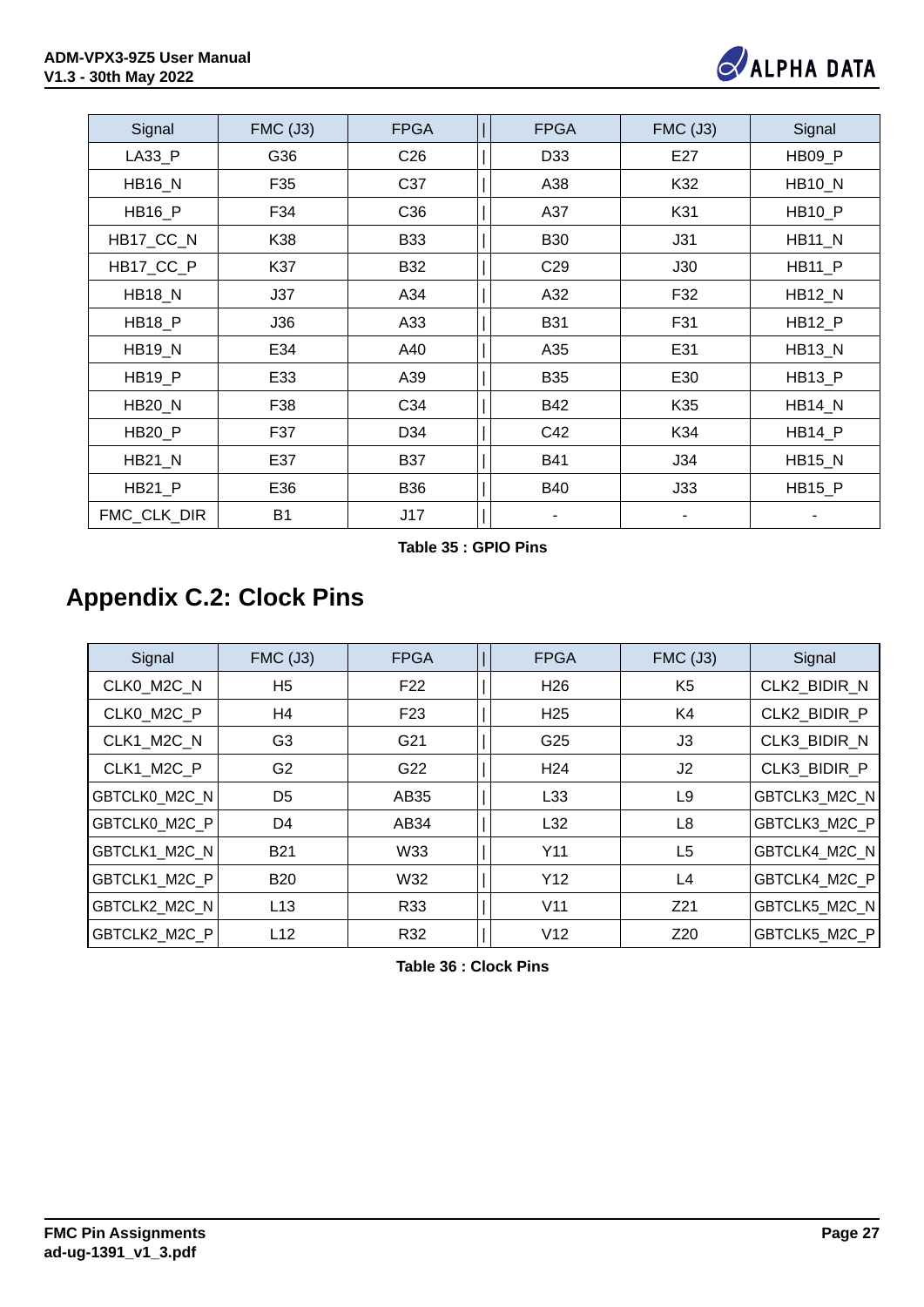| Signal | FMC (J3) | FPGA | \| | FPGA | FMC (J3) | Signal |
|---|---|---|---|---|---|---|
| LA33_P | G36 | C26 | \| | D33 | E27 | HB09_P |
| HB16_N | F35 | C37 | \| | A38 | K32 | HB10_N |
| HB16_P | F34 | C36 | \| | A37 | K31 | HB10_P |
| HB17_CC_N | K38 | B33 | \| | B30 | J31 | HB11_N |
| HB17_CC_P | K37 | B32 | \| | C29 | J30 | HB11_P |
| HB18_N | J37 | A34 | \| | A32 | F32 | HB12_N |
| HB18_P | J36 | A33 | \| | B31 | F31 | HB12_P |
| HB19_N | E34 | A40 | \| | A35 | E31 | HB13_N |
| HB19_P | E33 | A39 | \| | B35 | E30 | HB13_P |
| HB20_N | F38 | C34 | \| | B42 | K35 | HB14_N |
| HB20_P | F37 | D34 | \| | C42 | K34 | HB14_P |
| HB21_N | E37 | B37 | \| | B41 | J34 | HB15_N |
| HB21_P | E36 | B36 | \| | B40 | J33 | HB15_P |
| FMC_CLK_DIR | B1 | J17 | \| | - | - | - |

**Table 35 : GPIO Pins**

## Appendix C.2: Clock Pins

| Signal | FMC (J3) | FPGA | \| | FPGA | FMC (J3) | Signal |
|---|---|---|---|---|---|---|
| CLK0_M2C_N | H5 | F22 | \| | H26 | K5 | CLK2_BIDIR_N |
| CLK0_M2C_P | H4 | F23 | \| | H25 | K4 | CLK2_BIDIR_P |
| CLK1_M2C_N | G3 | G21 | \| | G25 | J3 | CLK3_BIDIR_N |
| CLK1_M2C_P | G2 | G22 | \| | H24 | J2 | CLK3_BIDIR_P |
| GBTCLK0_M2C_N | D5 | AB35 | \| | L33 | L9 | GBTCLK3_M2C_N |
| GBTCLK0_M2C_P | D4 | AB34 | \| | L32 | L8 | GBTCLK3_M2C_P |
| GBTCLK1_M2C_N | B21 | W33 | \| | Y11 | L5 | GBTCLK4_M2C_N |
| GBTCLK1_M2C_P | B20 | W32 | \| | Y12 | L4 | GBTCLK4_M2C_P |
| GBTCLK2_M2C_N | L13 | R33 | \| | V11 | Z21 | GBTCLK5_M2C_N |
| GBTCLK2_M2C_P | L12 | R32 | \| | V12 | Z20 | GBTCLK5_M2C_P |

**Table 36 : Clock Pins**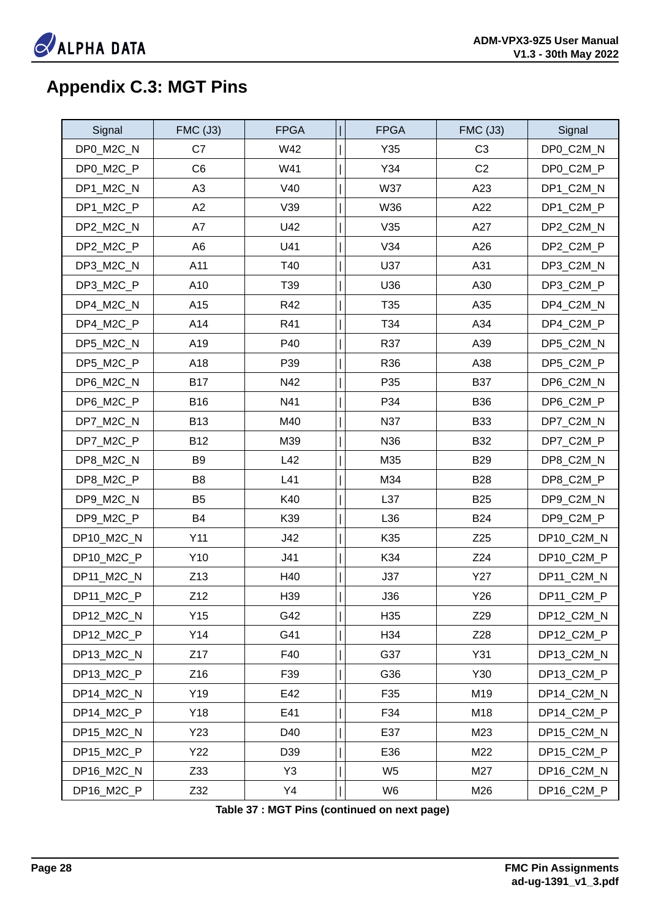# Appendix C.3: MGT Pins

| Signal | FMC (J3) | FPGA | | FPGA | FMC (J3) | Signal |
|---|---|---|---|---|---|---|
| DP0_M2C_N | C7 | W42 | | Y35 | C3 | DP0_C2M_N |
| DP0_M2C_P | C6 | W41 | | Y34 | C2 | DP0_C2M_P |
| DP1_M2C_N | A3 | V40 | | W37 | A23 | DP1_C2M_N |
| DP1_M2C_P | A2 | V39 | | W36 | A22 | DP1_C2M_P |
| DP2_M2C_N | A7 | U42 | | V35 | A27 | DP2_C2M_N |
| DP2_M2C_P | A6 | U41 | | V34 | A26 | DP2_C2M_P |
| DP3_M2C_N | A11 | T40 | | U37 | A31 | DP3_C2M_N |
| DP3_M2C_P | A10 | T39 | | U36 | A30 | DP3_C2M_P |
| DP4_M2C_N | A15 | R42 | | T35 | A35 | DP4_C2M_N |
| DP4_M2C_P | A14 | R41 | | T34 | A34 | DP4_C2M_P |
| DP5_M2C_N | A19 | P40 | | R37 | A39 | DP5_C2M_N |
| DP5_M2C_P | A18 | P39 | | R36 | A38 | DP5_C2M_P |
| DP6_M2C_N | B17 | N42 | | P35 | B37 | DP6_C2M_N |
| DP6_M2C_P | B16 | N41 | | P34 | B36 | DP6_C2M_P |
| DP7_M2C_N | B13 | M40 | | N37 | B33 | DP7_C2M_N |
| DP7_M2C_P | B12 | M39 | | N36 | B32 | DP7_C2M_P |
| DP8_M2C_N | B9 | L42 | | M35 | B29 | DP8_C2M_N |
| DP8_M2C_P | B8 | L41 | | M34 | B28 | DP8_C2M_P |
| DP9_M2C_N | B5 | K40 | | L37 | B25 | DP9_C2M_N |
| DP9_M2C_P | B4 | K39 | | L36 | B24 | DP9_C2M_P |
| DP10_M2C_N | Y11 | J42 | | K35 | Z25 | DP10_C2M_N |
| DP10_M2C_P | Y10 | J41 | | K34 | Z24 | DP10_C2M_P |
| DP11_M2C_N | Z13 | H40 | | J37 | Y27 | DP11_C2M_N |
| DP11_M2C_P | Z12 | H39 | | J36 | Y26 | DP11_C2M_P |
| DP12_M2C_N | Y15 | G42 | | H35 | Z29 | DP12_C2M_N |
| DP12_M2C_P | Y14 | G41 | | H34 | Z28 | DP12_C2M_P |
| DP13_M2C_N | Z17 | F40 | | G37 | Y31 | DP13_C2M_N |
| DP13_M2C_P | Z16 | F39 | | G36 | Y30 | DP13_C2M_P |
| DP14_M2C_N | Y19 | E42 | | F35 | M19 | DP14_C2M_N |
| DP14_M2C_P | Y18 | E41 | | F34 | M18 | DP14_C2M_P |
| DP15_M2C_N | Y23 | D40 | | E37 | M23 | DP15_C2M_N |
| DP15_M2C_P | Y22 | D39 | | E36 | M22 | DP15_C2M_P |
| DP16_M2C_N | Z33 | Y3 | | W5 | M27 | DP16_C2M_N |
| DP16_M2C_P | Z32 | Y4 | | W6 | M26 | DP16_C2M_P |

**Table 37 : MGT Pins (continued on next page)**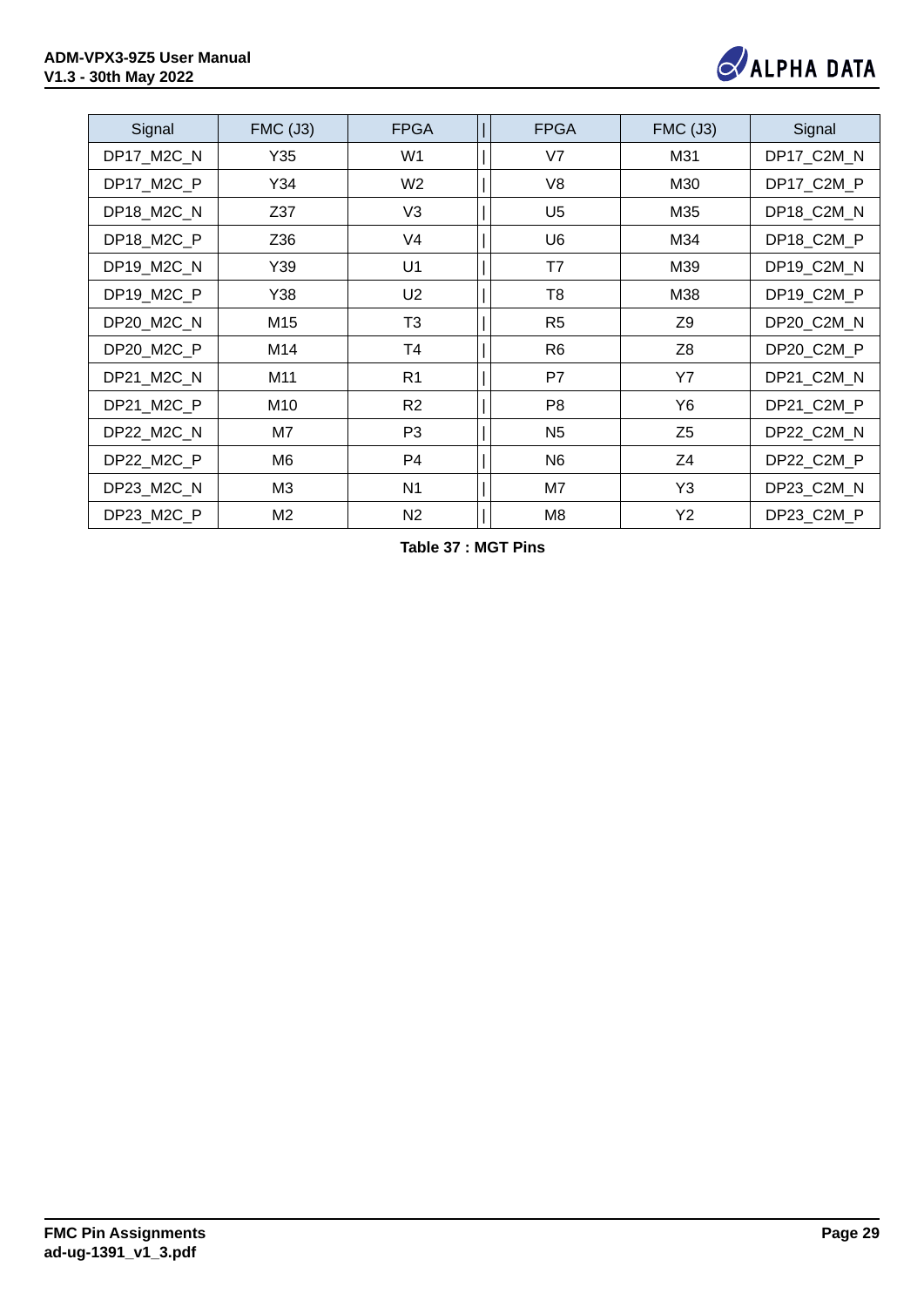| Signal | FMC (J3) | FPGA | | FPGA | FMC (J3) | Signal |
|---|---|---|---|---|---|---|
| DP17_M2C_N | Y35 | W1 | | V7 | M31 | DP17_C2M_N |
| DP17_M2C_P | Y34 | W2 | | V8 | M30 | DP17_C2M_P |
| DP18_M2C_N | Z37 | V3 | | U5 | M35 | DP18_C2M_N |
| DP18_M2C_P | Z36 | V4 | | U6 | M34 | DP18_C2M_P |
| DP19_M2C_N | Y39 | U1 | | T7 | M39 | DP19_C2M_N |
| DP19_M2C_P | Y38 | U2 | | T8 | M38 | DP19_C2M_P |
| DP20_M2C_N | M15 | T3 | | R5 | Z9 | DP20_C2M_N |
| DP20_M2C_P | M14 | T4 | | R6 | Z8 | DP20_C2M_P |
| DP21_M2C_N | M11 | R1 | | P7 | Y7 | DP21_C2M_N |
| DP21_M2C_P | M10 | R2 | | P8 | Y6 | DP21_C2M_P |
| DP22_M2C_N | M7 | P3 | | N5 | Z5 | DP22_C2M_N |
| DP22_M2C_P | M6 | P4 | | N6 | Z4 | DP22_C2M_P |
| DP23_M2C_N | M3 | N1 | | M7 | Y3 | DP23_C2M_N |
| DP23_M2C_P | M2 | N2 | | M8 | Y2 | DP23_C2M_P |

**Table 37 : MGT Pins**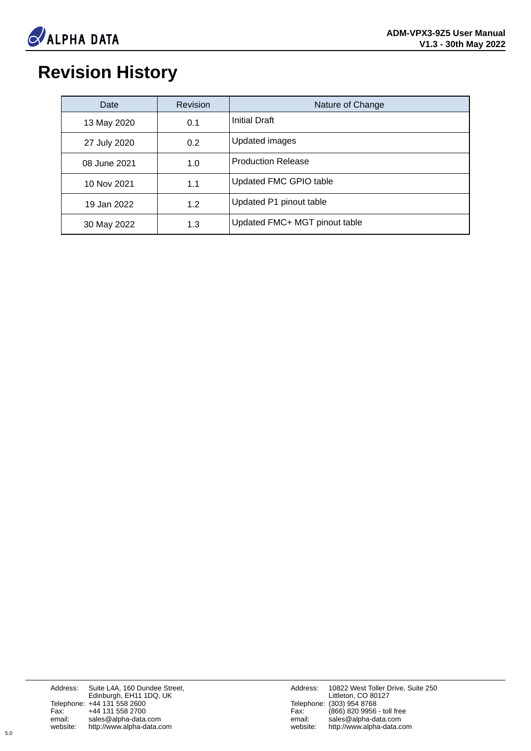# Revision History

| Date | Revision | Nature of Change |
|---|---|---|
| 13 May 2020 | 0.1 | Initial Draft |
| 27 July 2020 | 0.2 | Updated images |
| 08 June 2021 | 1.0 | Production Release |
| 10 Nov 2021 | 1.1 | Updated FMC GPIO table |
| 19 Jan 2022 | 1.2 | Updated P1 pinout table |
| 30 May 2022 | 1.3 | Updated FMC+ MGT pinout table |

Address: Suite L4A, 160 Dundee Street,
Edinburgh, EH11 1DQ, UK
Telephone: +44 131 558 2600
Fax: +44 131 558 2700
email: sales@alpha-data.com
website: http://www.alpha-data.com

Address: 10822 West Toller Drive, Suite 250
Littleton, CO 80127
Telephone: (303) 954 8768
Fax: (866) 820 9956 - toll free
email: sales@alpha-data.com
website: http://www.alpha-data.com